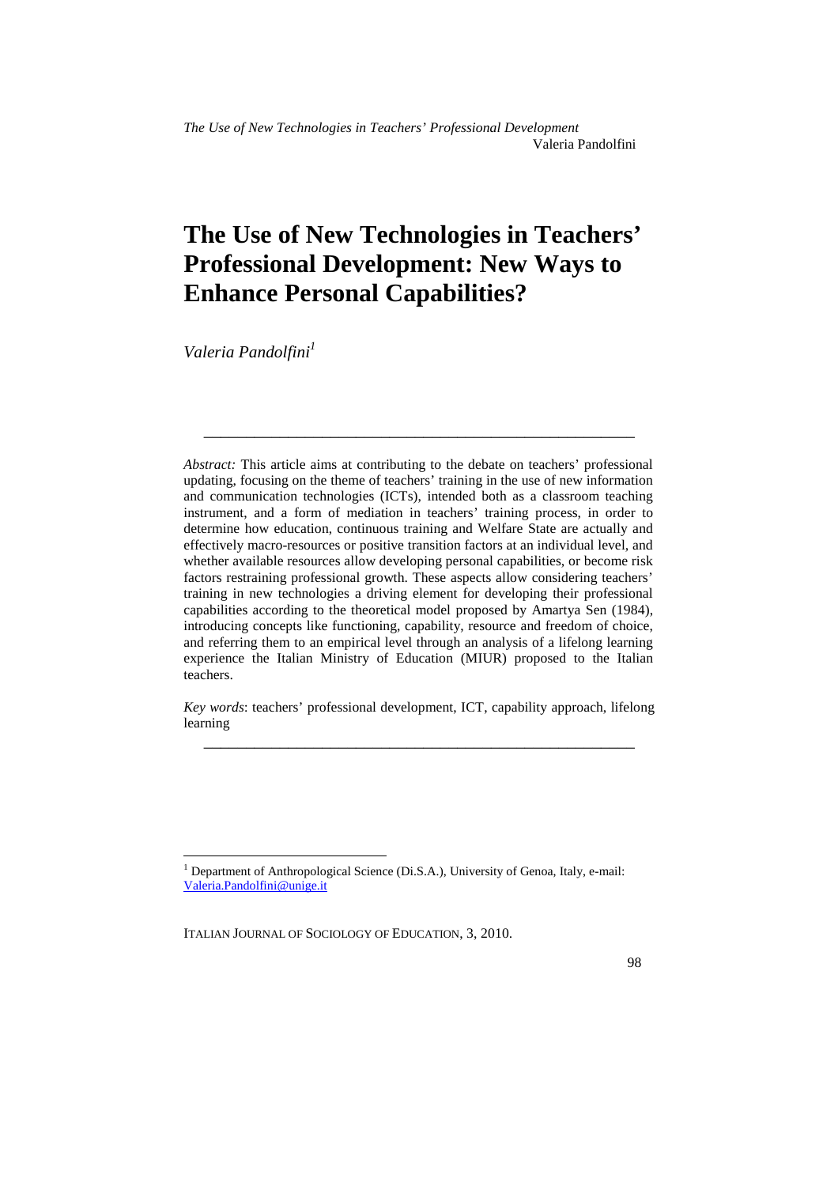# The Use of New Technologies in Teachers' Professional Development: New Ways to Enhance Personal Capabilities?

*Valeria Pandolfini*[1]

---

*Abstract:* This article aims at contributing to the debate on teachers' professional updating, focusing on the theme of teachers' training in the use of new information and communication technologies (ICTs), intended both as a classroom teaching instrument, and a form of mediation in teachers' training process, in order to determine how education, continuous training and Welfare State are actually and effectively macro-resources or positive transition factors at an individual level, and whether available resources allow developing personal capabilities, or become risk factors restraining professional growth. These aspects allow considering teachers' training in new technologies a driving element for developing their professional capabilities according to the theoretical model proposed by Amartya Sen (1984), introducing concepts like functioning, capability, resource and freedom of choice, and referring them to an empirical level through an analysis of a lifelong learning experience the Italian Ministry of Education (MIUR) proposed to the Italian teachers.

*Key words*: teachers' professional development, ICT, capability approach, lifelong learning

---

[1] Department of Anthropological Science (Di.S.A.), University of Genoa, Italy, e-mail: Valeria.Pandolfini@unige.it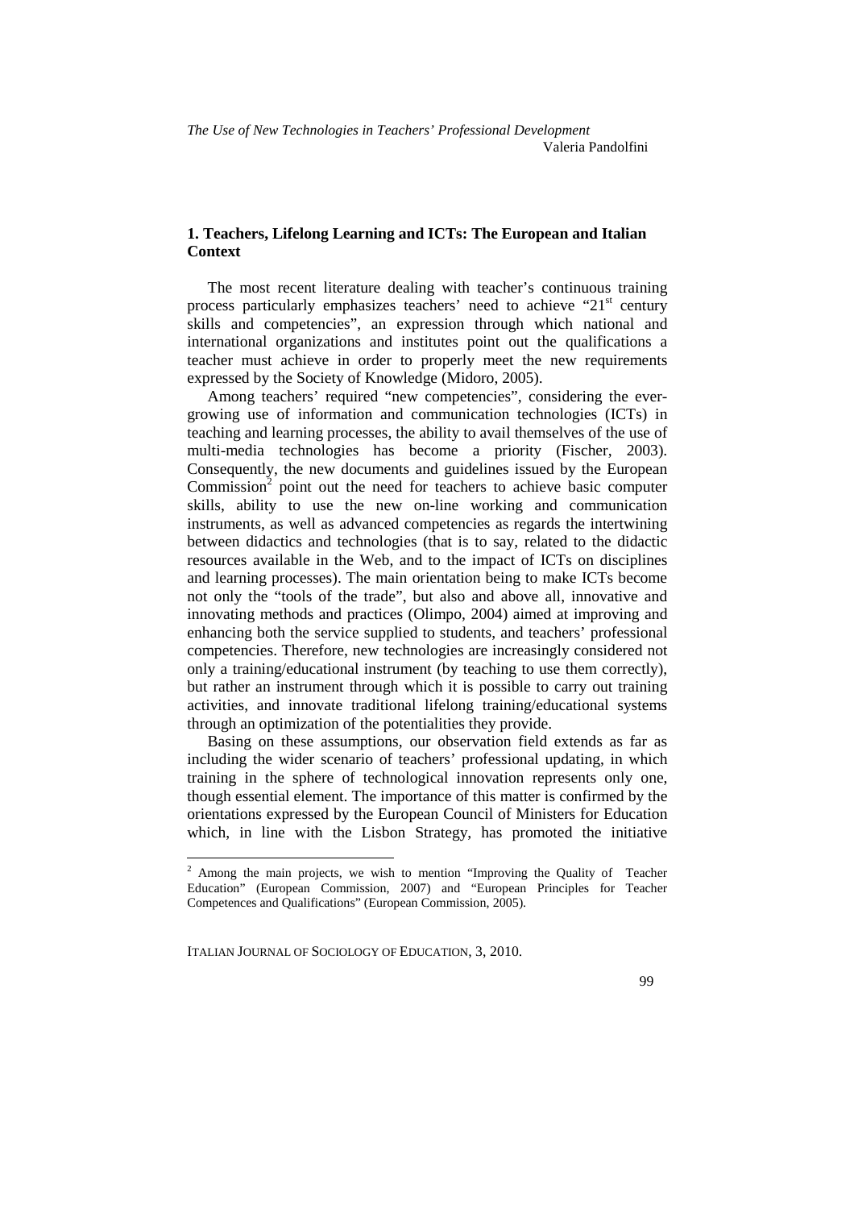## 1. Teachers, Lifelong Learning and ICTs: The European and Italian Context

The most recent literature dealing with teacher's continuous training process particularly emphasizes teachers' need to achieve "21st century skills and competencies", an expression through which national and international organizations and institutes point out the qualifications a teacher must achieve in order to properly meet the new requirements expressed by the Society of Knowledge (Midoro, 2005).

Among teachers' required "new competencies", considering the ever-growing use of information and communication technologies (ICTs) in teaching and learning processes, the ability to avail themselves of the use of multi-media technologies has become a priority (Fischer, 2003). Consequently, the new documents and guidelines issued by the European Commission[2] point out the need for teachers to achieve basic computer skills, ability to use the new on-line working and communication instruments, as well as advanced competencies as regards the intertwining between didactics and technologies (that is to say, related to the didactic resources available in the Web, and to the impact of ICTs on disciplines and learning processes). The main orientation being to make ICTs become not only the "tools of the trade", but also and above all, innovative and innovating methods and practices (Olimpo, 2004) aimed at improving and enhancing both the service supplied to students, and teachers' professional competencies. Therefore, new technologies are increasingly considered not only a training/educational instrument (by teaching to use them correctly), but rather an instrument through which it is possible to carry out training activities, and innovate traditional lifelong training/educational systems through an optimization of the potentialities they provide.

Basing on these assumptions, our observation field extends as far as including the wider scenario of teachers' professional updating, in which training in the sphere of technological innovation represents only one, though essential element. The importance of this matter is confirmed by the orientations expressed by the European Council of Ministers for Education which, in line with the Lisbon Strategy, has promoted the initiative

[2] Among the main projects, we wish to mention "Improving the Quality of Teacher Education" (European Commission, 2007) and "European Principles for Teacher Competences and Qualifications" (European Commission, 2005).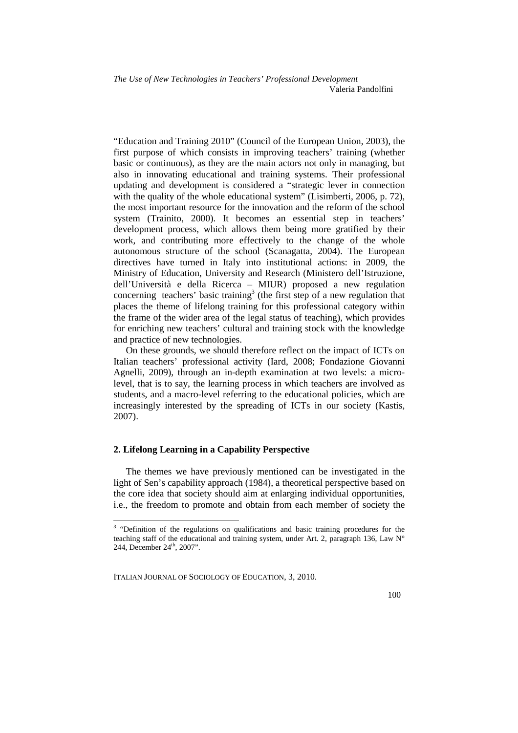"Education and Training 2010" (Council of the European Union, 2003), the first purpose of which consists in improving teachers' training (whether basic or continuous), as they are the main actors not only in managing, but also in innovating educational and training systems. Their professional updating and development is considered a "strategic lever in connection with the quality of the whole educational system" (Lisimberti, 2006, p. 72), the most important resource for the innovation and the reform of the school system (Trainito, 2000). It becomes an essential step in teachers' development process, which allows them being more gratified by their work, and contributing more effectively to the change of the whole autonomous structure of the school (Scanagatta, 2004). The European directives have turned in Italy into institutional actions: in 2009, the Ministry of Education, University and Research (Ministero dell'Istruzione, dell'Università e della Ricerca – MIUR) proposed a new regulation concerning teachers' basic training[3] (the first step of a new regulation that places the theme of lifelong training for this professional category within the frame of the wider area of the legal status of teaching), which provides for enriching new teachers' cultural and training stock with the knowledge and practice of new technologies.

On these grounds, we should therefore reflect on the impact of ICTs on Italian teachers' professional activity (Iard, 2008; Fondazione Giovanni Agnelli, 2009), through an in-depth examination at two levels: a micro-level, that is to say, the learning process in which teachers are involved as students, and a macro-level referring to the educational policies, which are increasingly interested by the spreading of ICTs in our society (Kastis, 2007).

## 2. Lifelong Learning in a Capability Perspective

The themes we have previously mentioned can be investigated in the light of Sen's capability approach (1984), a theoretical perspective based on the core idea that society should aim at enlarging individual opportunities, i.e., the freedom to promote and obtain from each member of society the

[3] "Definition of the regulations on qualifications and basic training procedures for the teaching staff of the educational and training system, under Art. 2, paragraph 136, Law N° 244, December 24th, 2007".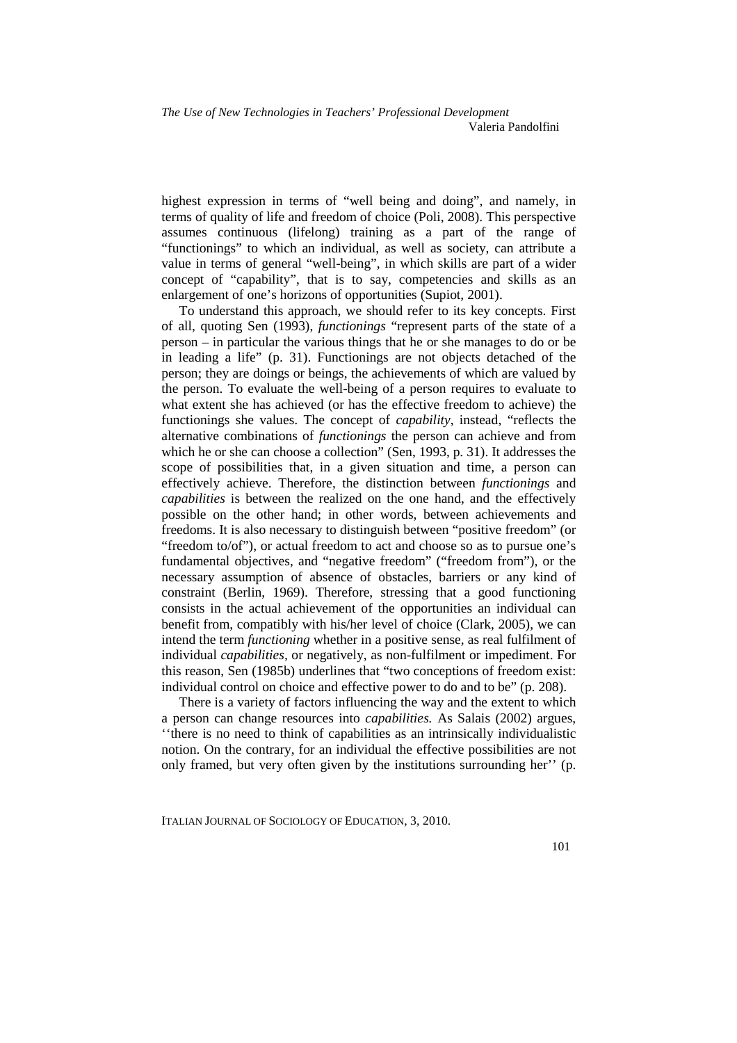highest expression in terms of "well being and doing", and namely, in terms of quality of life and freedom of choice (Poli, 2008). This perspective assumes continuous (lifelong) training as a part of the range of "functionings" to which an individual, as well as society, can attribute a value in terms of general "well-being", in which skills are part of a wider concept of "capability", that is to say, competencies and skills as an enlargement of one's horizons of opportunities (Supiot, 2001).

To understand this approach, we should refer to its key concepts. First of all, quoting Sen (1993), *functionings* "represent parts of the state of a person – in particular the various things that he or she manages to do or be in leading a life" (p. 31). Functionings are not objects detached of the person; they are doings or beings, the achievements of which are valued by the person. To evaluate the well-being of a person requires to evaluate to what extent she has achieved (or has the effective freedom to achieve) the functionings she values. The concept of *capability*, instead, "reflects the alternative combinations of *functionings* the person can achieve and from which he or she can choose a collection" (Sen, 1993, p. 31). It addresses the scope of possibilities that, in a given situation and time, a person can effectively achieve. Therefore, the distinction between *functionings* and *capabilities* is between the realized on the one hand, and the effectively possible on the other hand; in other words, between achievements and freedoms. It is also necessary to distinguish between "positive freedom" (or "freedom to/of"), or actual freedom to act and choose so as to pursue one's fundamental objectives, and "negative freedom" ("freedom from"), or the necessary assumption of absence of obstacles, barriers or any kind of constraint (Berlin, 1969). Therefore, stressing that a good functioning consists in the actual achievement of the opportunities an individual can benefit from, compatibly with his/her level of choice (Clark, 2005), we can intend the term *functioning* whether in a positive sense, as real fulfilment of individual *capabilities*, or negatively, as non-fulfilment or impediment. For this reason, Sen (1985b) underlines that "two conceptions of freedom exist: individual control on choice and effective power to do and to be" (p. 208).

There is a variety of factors influencing the way and the extent to which a person can change resources into *capabilities*. As Salais (2002) argues, ''there is no need to think of capabilities as an intrinsically individualistic notion. On the contrary, for an individual the effective possibilities are not only framed, but very often given by the institutions surrounding her'' (p.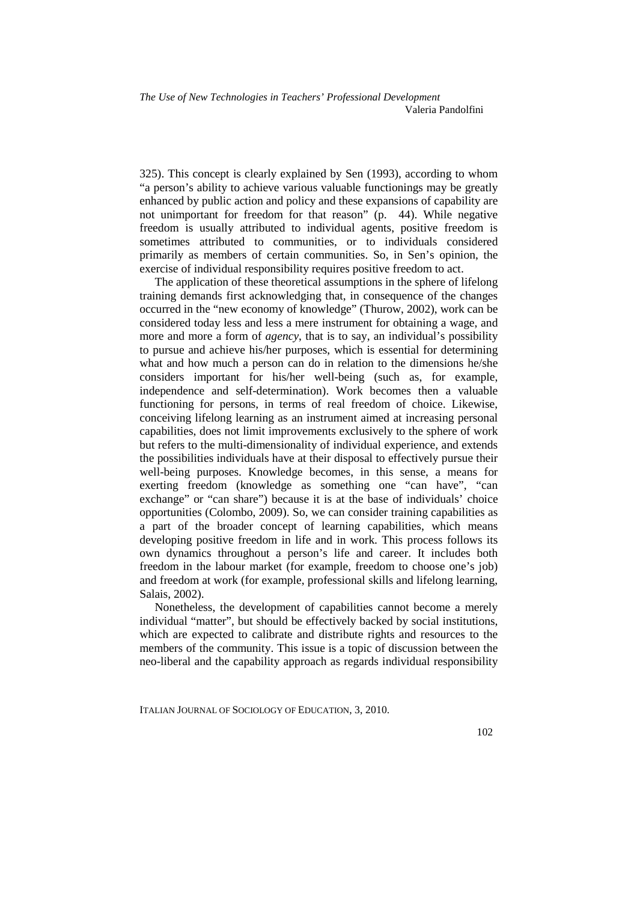325). This concept is clearly explained by Sen (1993), according to whom "a person's ability to achieve various valuable functionings may be greatly enhanced by public action and policy and these expansions of capability are not unimportant for freedom for that reason" (p. 44). While negative freedom is usually attributed to individual agents, positive freedom is sometimes attributed to communities, or to individuals considered primarily as members of certain communities. So, in Sen's opinion, the exercise of individual responsibility requires positive freedom to act.

The application of these theoretical assumptions in the sphere of lifelong training demands first acknowledging that, in consequence of the changes occurred in the "new economy of knowledge" (Thurow, 2002), work can be considered today less and less a mere instrument for obtaining a wage, and more and more a form of *agency*, that is to say, an individual's possibility to pursue and achieve his/her purposes, which is essential for determining what and how much a person can do in relation to the dimensions he/she considers important for his/her well-being (such as, for example, independence and self-determination). Work becomes then a valuable functioning for persons, in terms of real freedom of choice. Likewise, conceiving lifelong learning as an instrument aimed at increasing personal capabilities, does not limit improvements exclusively to the sphere of work but refers to the multi-dimensionality of individual experience, and extends the possibilities individuals have at their disposal to effectively pursue their well-being purposes. Knowledge becomes, in this sense, a means for exerting freedom (knowledge as something one "can have", "can exchange" or "can share") because it is at the base of individuals' choice opportunities (Colombo, 2009). So, we can consider training capabilities as a part of the broader concept of learning capabilities, which means developing positive freedom in life and in work. This process follows its own dynamics throughout a person's life and career. It includes both freedom in the labour market (for example, freedom to choose one's job) and freedom at work (for example, professional skills and lifelong learning, Salais, 2002).

Nonetheless, the development of capabilities cannot become a merely individual "matter", but should be effectively backed by social institutions, which are expected to calibrate and distribute rights and resources to the members of the community. This issue is a topic of discussion between the neo-liberal and the capability approach as regards individual responsibility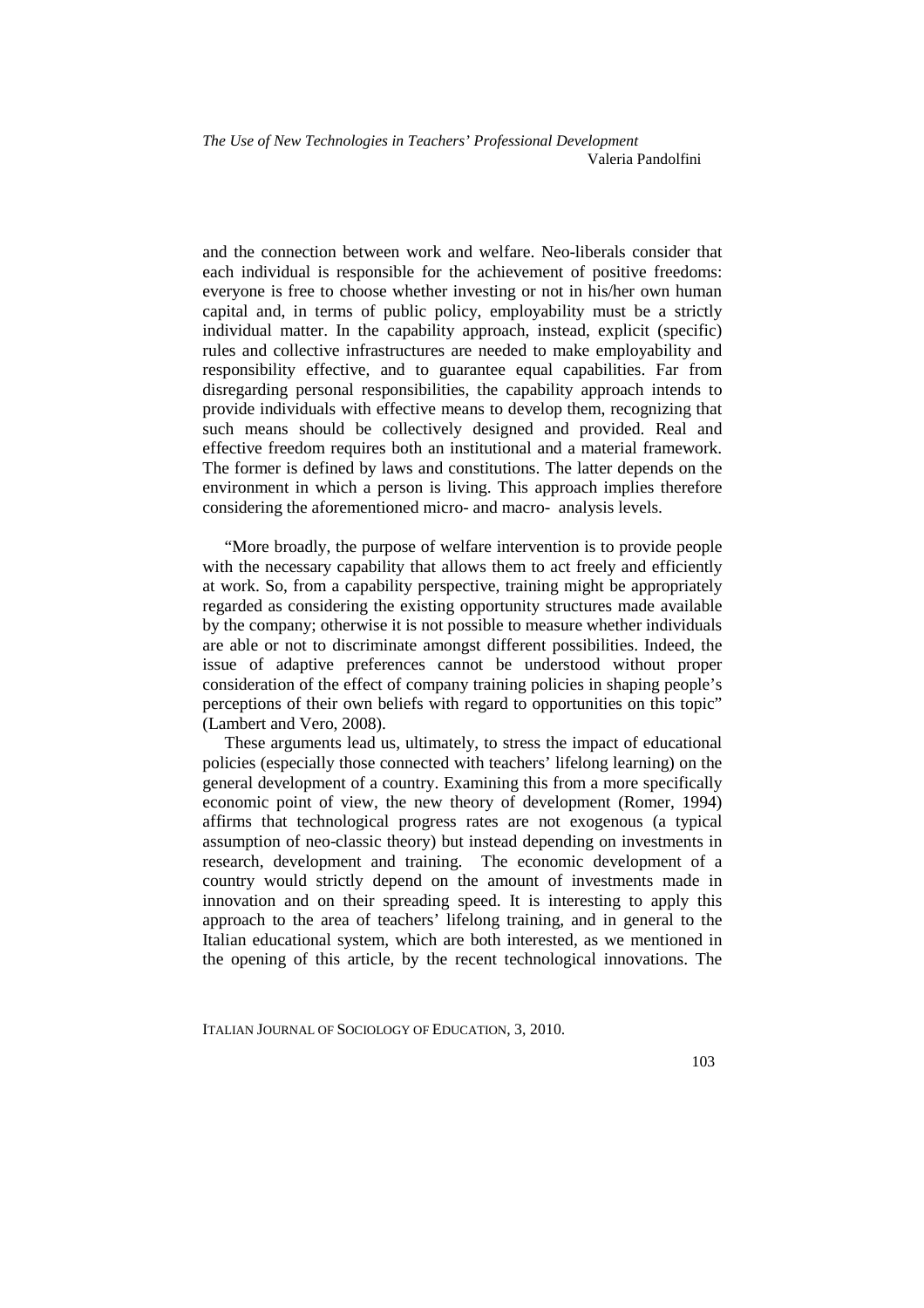and the connection between work and welfare. Neo-liberals consider that each individual is responsible for the achievement of positive freedoms: everyone is free to choose whether investing or not in his/her own human capital and, in terms of public policy, employability must be a strictly individual matter. In the capability approach, instead, explicit (specific) rules and collective infrastructures are needed to make employability and responsibility effective, and to guarantee equal capabilities. Far from disregarding personal responsibilities, the capability approach intends to provide individuals with effective means to develop them, recognizing that such means should be collectively designed and provided. Real and effective freedom requires both an institutional and a material framework. The former is defined by laws and constitutions. The latter depends on the environment in which a person is living. This approach implies therefore considering the aforementioned micro- and macro- analysis levels.

"More broadly, the purpose of welfare intervention is to provide people with the necessary capability that allows them to act freely and efficiently at work. So, from a capability perspective, training might be appropriately regarded as considering the existing opportunity structures made available by the company; otherwise it is not possible to measure whether individuals are able or not to discriminate amongst different possibilities. Indeed, the issue of adaptive preferences cannot be understood without proper consideration of the effect of company training policies in shaping people's perceptions of their own beliefs with regard to opportunities on this topic" (Lambert and Vero, 2008).

These arguments lead us, ultimately, to stress the impact of educational policies (especially those connected with teachers' lifelong learning) on the general development of a country. Examining this from a more specifically economic point of view, the new theory of development (Romer, 1994) affirms that technological progress rates are not exogenous (a typical assumption of neo-classic theory) but instead depending on investments in research, development and training. The economic development of a country would strictly depend on the amount of investments made in innovation and on their spreading speed. It is interesting to apply this approach to the area of teachers' lifelong training, and in general to the Italian educational system, which are both interested, as we mentioned in the opening of this article, by the recent technological innovations. The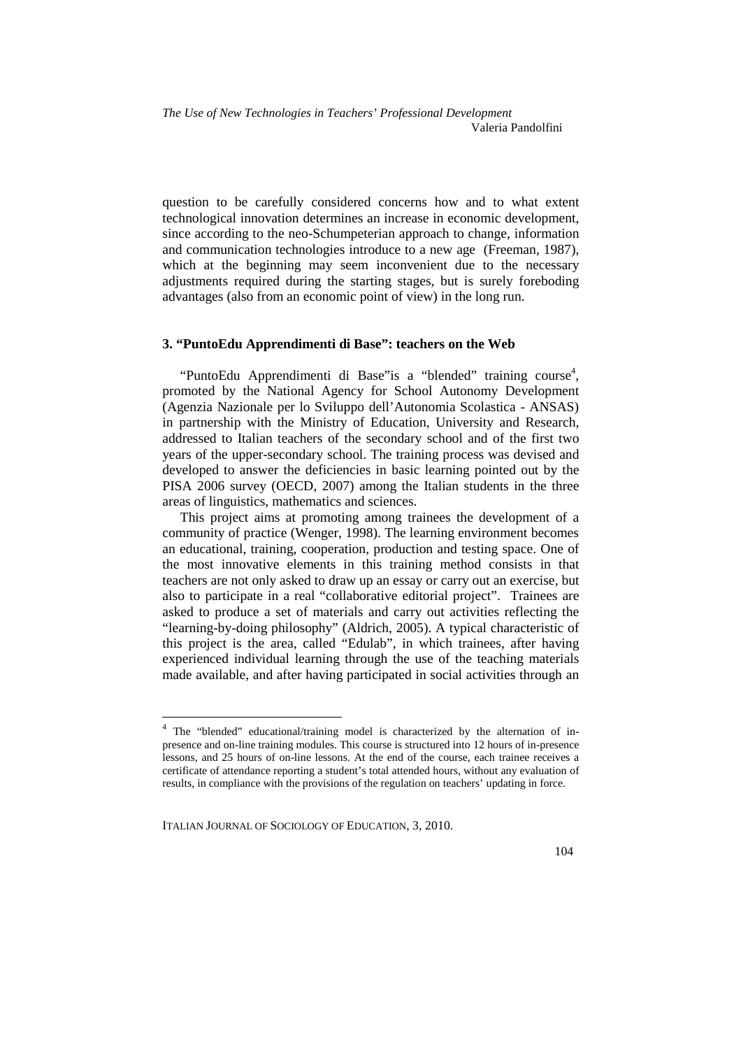question to be carefully considered concerns how and to what extent technological innovation determines an increase in economic development, since according to the neo-Schumpeterian approach to change, information and communication technologies introduce to a new age (Freeman, 1987), which at the beginning may seem inconvenient due to the necessary adjustments required during the starting stages, but is surely foreboding advantages (also from an economic point of view) in the long run.

### 3. "PuntoEdu Apprendimenti di Base": teachers on the Web

"PuntoEdu Apprendimenti di Base"is a "blended" training course[4], promoted by the National Agency for School Autonomy Development (Agenzia Nazionale per lo Sviluppo dell'Autonomia Scolastica - ANSAS) in partnership with the Ministry of Education, University and Research, addressed to Italian teachers of the secondary school and of the first two years of the upper-secondary school. The training process was devised and developed to answer the deficiencies in basic learning pointed out by the PISA 2006 survey (OECD, 2007) among the Italian students in the three areas of linguistics, mathematics and sciences.

This project aims at promoting among trainees the development of a community of practice (Wenger, 1998). The learning environment becomes an educational, training, cooperation, production and testing space. One of the most innovative elements in this training method consists in that teachers are not only asked to draw up an essay or carry out an exercise, but also to participate in a real "collaborative editorial project". Trainees are asked to produce a set of materials and carry out activities reflecting the "learning-by-doing philosophy" (Aldrich, 2005). A typical characteristic of this project is the area, called "Edulab", in which trainees, after having experienced individual learning through the use of the teaching materials made available, and after having participated in social activities through an

---

[4] The "blended" educational/training model is characterized by the alternation of in-presence and on-line training modules. This course is structured into 12 hours of in-presence lessons, and 25 hours of on-line lessons. At the end of the course, each trainee receives a certificate of attendance reporting a student's total attended hours, without any evaluation of results, in compliance with the provisions of the regulation on teachers' updating in force.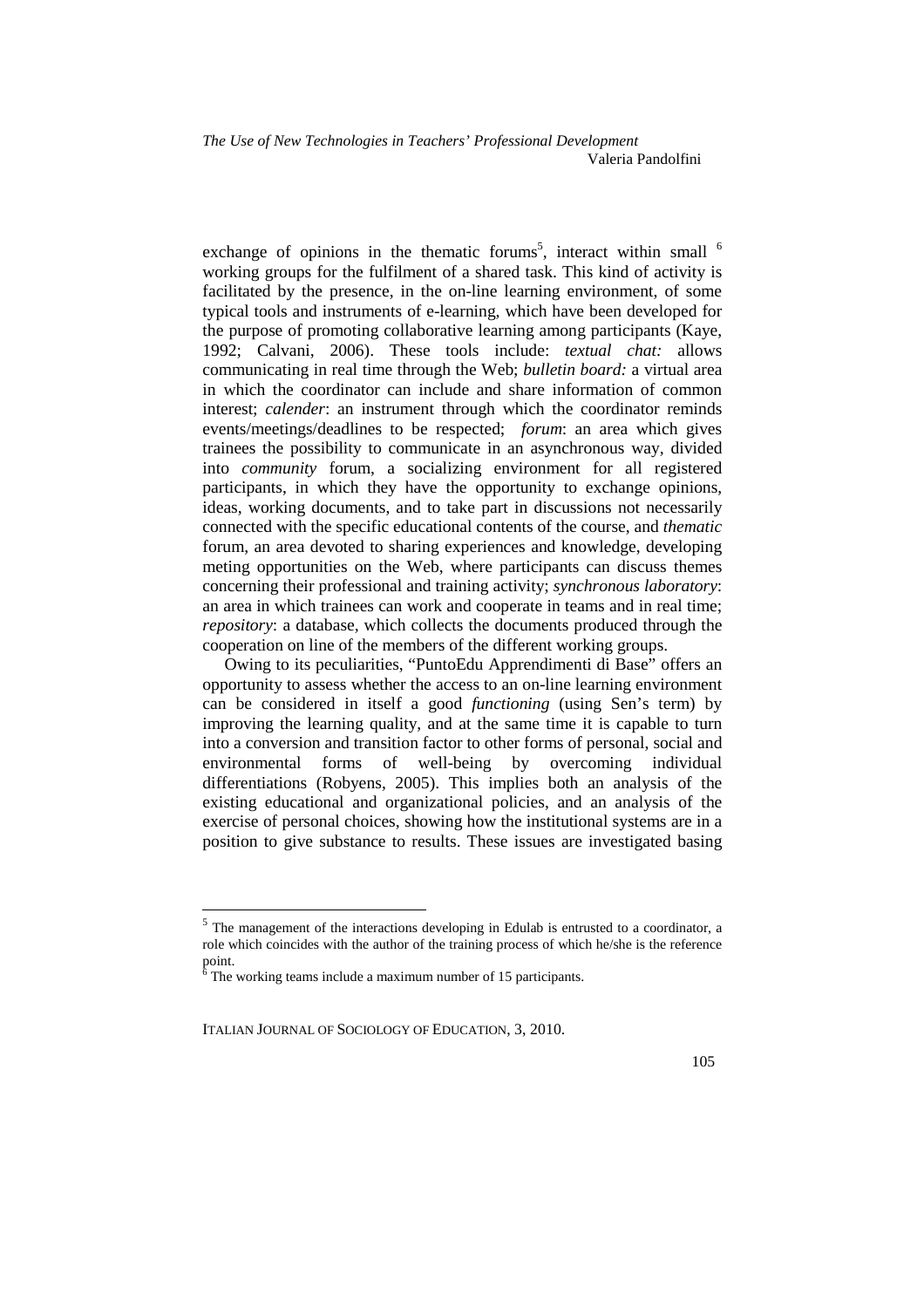exchange of opinions in the thematic forums[5], interact within small [6] working groups for the fulfilment of a shared task. This kind of activity is facilitated by the presence, in the on-line learning environment, of some typical tools and instruments of e-learning, which have been developed for the purpose of promoting collaborative learning among participants (Kaye, 1992; Calvani, 2006). These tools include: *textual chat:* allows communicating in real time through the Web; *bulletin board:* a virtual area in which the coordinator can include and share information of common interest; *calender*: an instrument through which the coordinator reminds events/meetings/deadlines to be respected; *forum*: an area which gives trainees the possibility to communicate in an asynchronous way, divided into *community* forum, a socializing environment for all registered participants, in which they have the opportunity to exchange opinions, ideas, working documents, and to take part in discussions not necessarily connected with the specific educational contents of the course, and *thematic* forum, an area devoted to sharing experiences and knowledge, developing meting opportunities on the Web, where participants can discuss themes concerning their professional and training activity; *synchronous laboratory*: an area in which trainees can work and cooperate in teams and in real time; *repository*: a database, which collects the documents produced through the cooperation on line of the members of the different working groups.

Owing to its peculiarities, "PuntoEdu Apprendimenti di Base" offers an opportunity to assess whether the access to an on-line learning environment can be considered in itself a good *functioning* (using Sen's term) by improving the learning quality, and at the same time it is capable to turn into a conversion and transition factor to other forms of personal, social and environmental forms of well-being by overcoming individual differentiations (Robyens, 2005). This implies both an analysis of the existing educational and organizational policies, and an analysis of the exercise of personal choices, showing how the institutional systems are in a position to give substance to results. These issues are investigated basing

---

[5] The management of the interactions developing in Edulab is entrusted to a coordinator, a role which coincides with the author of the training process of which he/she is the reference point.

[6] The working teams include a maximum number of 15 participants.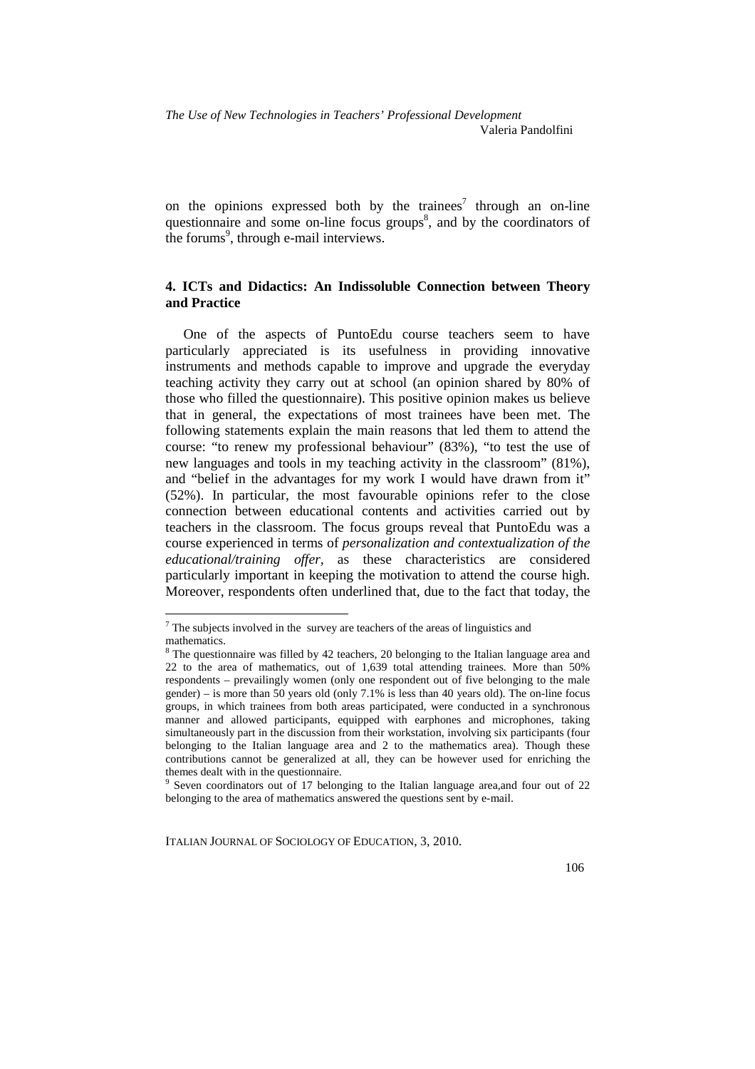on the opinions expressed both by the trainees[7] through an on-line questionnaire and some on-line focus groups[8], and by the coordinators of the forums[9], through e-mail interviews.

## 4. ICTs and Didactics: An Indissoluble Connection between Theory and Practice

One of the aspects of PuntoEdu course teachers seem to have particularly appreciated is its usefulness in providing innovative instruments and methods capable to improve and upgrade the everyday teaching activity they carry out at school (an opinion shared by 80% of those who filled the questionnaire). This positive opinion makes us believe that in general, the expectations of most trainees have been met. The following statements explain the main reasons that led them to attend the course: "to renew my professional behaviour" (83%), "to test the use of new languages and tools in my teaching activity in the classroom" (81%), and "belief in the advantages for my work I would have drawn from it" (52%). In particular, the most favourable opinions refer to the close connection between educational contents and activities carried out by teachers in the classroom. The focus groups reveal that PuntoEdu was a course experienced in terms of *personalization and contextualization of the educational/training offer,* as these characteristics are considered particularly important in keeping the motivation to attend the course high. Moreover, respondents often underlined that, due to the fact that today, the

---

[7] The subjects involved in the survey are teachers of the areas of linguistics and mathematics.

[8] The questionnaire was filled by 42 teachers, 20 belonging to the Italian language area and 22 to the area of mathematics, out of 1,639 total attending trainees. More than 50% respondents – prevailingly women (only one respondent out of five belonging to the male gender) – is more than 50 years old (only 7.1% is less than 40 years old). The on-line focus groups, in which trainees from both areas participated, were conducted in a synchronous manner and allowed participants, equipped with earphones and microphones, taking simultaneously part in the discussion from their workstation, involving six participants (four belonging to the Italian language area and 2 to the mathematics area). Though these contributions cannot be generalized at all, they can be however used for enriching the themes dealt with in the questionnaire.

[9] Seven coordinators out of 17 belonging to the Italian language area,and four out of 22 belonging to the area of mathematics answered the questions sent by e-mail.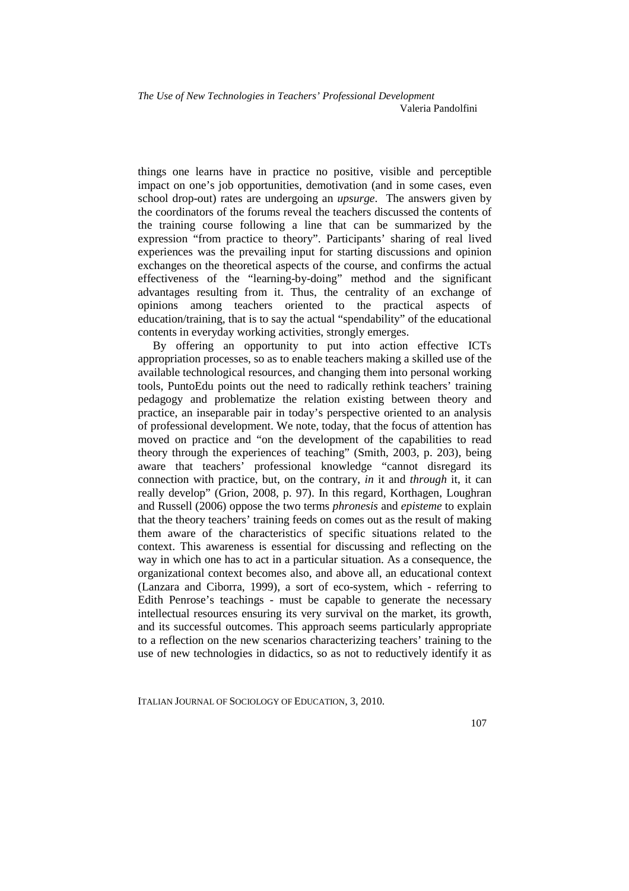things one learns have in practice no positive, visible and perceptible impact on one's job opportunities, demotivation (and in some cases, even school drop-out) rates are undergoing an *upsurge*. The answers given by the coordinators of the forums reveal the teachers discussed the contents of the training course following a line that can be summarized by the expression "from practice to theory". Participants' sharing of real lived experiences was the prevailing input for starting discussions and opinion exchanges on the theoretical aspects of the course, and confirms the actual effectiveness of the "learning-by-doing" method and the significant advantages resulting from it. Thus, the centrality of an exchange of opinions among teachers oriented to the practical aspects of education/training, that is to say the actual "spendability" of the educational contents in everyday working activities, strongly emerges.

By offering an opportunity to put into action effective ICTs appropriation processes, so as to enable teachers making a skilled use of the available technological resources, and changing them into personal working tools, PuntoEdu points out the need to radically rethink teachers' training pedagogy and problematize the relation existing between theory and practice, an inseparable pair in today's perspective oriented to an analysis of professional development. We note, today, that the focus of attention has moved on practice and "on the development of the capabilities to read theory through the experiences of teaching" (Smith, 2003, p. 203), being aware that teachers' professional knowledge "cannot disregard its connection with practice, but, on the contrary, *in* it and *through* it, it can really develop" (Grion, 2008, p. 97). In this regard, Korthagen, Loughran and Russell (2006) oppose the two terms *phronesis* and *episteme* to explain that the theory teachers' training feeds on comes out as the result of making them aware of the characteristics of specific situations related to the context. This awareness is essential for discussing and reflecting on the way in which one has to act in a particular situation. As a consequence, the organizational context becomes also, and above all, an educational context (Lanzara and Ciborra, 1999), a sort of eco-system, which - referring to Edith Penrose's teachings - must be capable to generate the necessary intellectual resources ensuring its very survival on the market, its growth, and its successful outcomes. This approach seems particularly appropriate to a reflection on the new scenarios characterizing teachers' training to the use of new technologies in didactics, so as not to reductively identify it as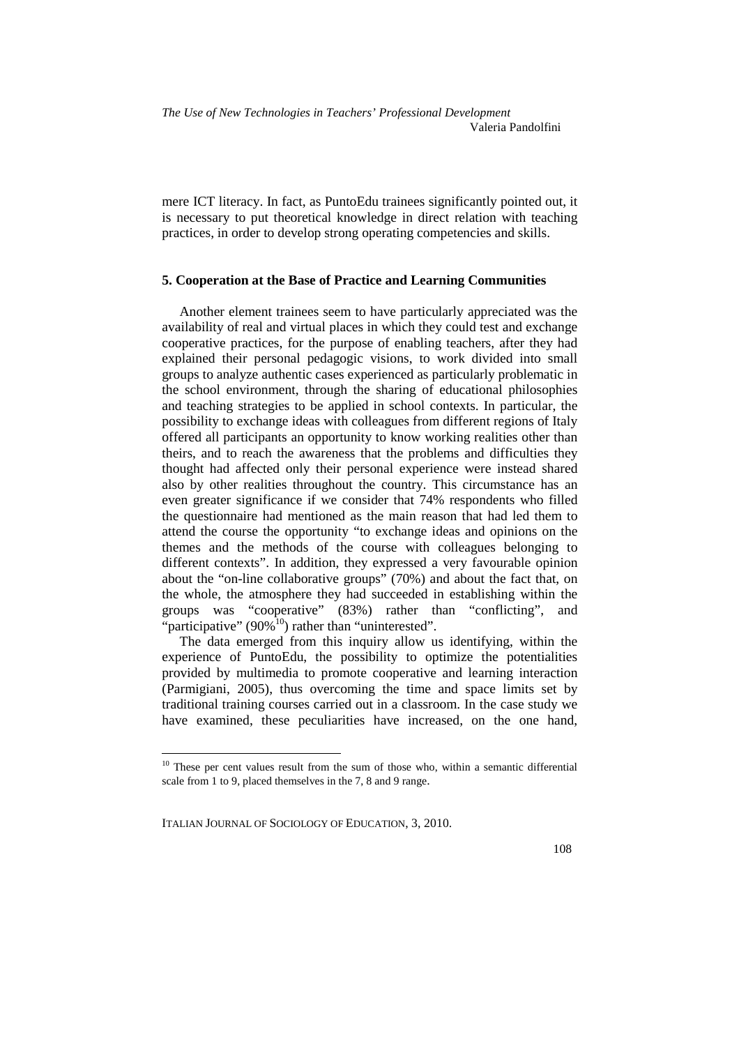mere ICT literacy. In fact, as PuntoEdu trainees significantly pointed out, it is necessary to put theoretical knowledge in direct relation with teaching practices, in order to develop strong operating competencies and skills.

## 5. Cooperation at the Base of Practice and Learning Communities

Another element trainees seem to have particularly appreciated was the availability of real and virtual places in which they could test and exchange cooperative practices, for the purpose of enabling teachers, after they had explained their personal pedagogic visions, to work divided into small groups to analyze authentic cases experienced as particularly problematic in the school environment, through the sharing of educational philosophies and teaching strategies to be applied in school contexts. In particular, the possibility to exchange ideas with colleagues from different regions of Italy offered all participants an opportunity to know working realities other than theirs, and to reach the awareness that the problems and difficulties they thought had affected only their personal experience were instead shared also by other realities throughout the country. This circumstance has an even greater significance if we consider that 74% respondents who filled the questionnaire had mentioned as the main reason that had led them to attend the course the opportunity "to exchange ideas and opinions on the themes and the methods of the course with colleagues belonging to different contexts". In addition, they expressed a very favourable opinion about the "on-line collaborative groups" (70%) and about the fact that, on the whole, the atmosphere they had succeeded in establishing within the groups was "cooperative" (83%) rather than "conflicting", and "participative" (90%[10]) rather than "uninterested".

The data emerged from this inquiry allow us identifying, within the experience of PuntoEdu, the possibility to optimize the potentialities provided by multimedia to promote cooperative and learning interaction (Parmigiani, 2005), thus overcoming the time and space limits set by traditional training courses carried out in a classroom. In the case study we have examined, these peculiarities have increased, on the one hand,

[10] These per cent values result from the sum of those who, within a semantic differential scale from 1 to 9, placed themselves in the 7, 8 and 9 range.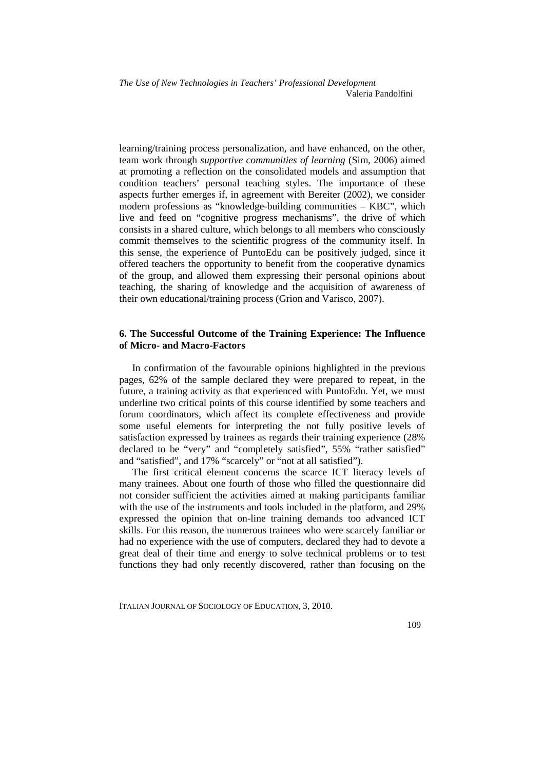learning/training process personalization, and have enhanced, on the other, team work through *supportive communities of learning* (Sim, 2006) aimed at promoting a reflection on the consolidated models and assumption that condition teachers' personal teaching styles. The importance of these aspects further emerges if, in agreement with Bereiter (2002), we consider modern professions as "knowledge-building communities – KBC", which live and feed on "cognitive progress mechanisms", the drive of which consists in a shared culture, which belongs to all members who consciously commit themselves to the scientific progress of the community itself. In this sense, the experience of PuntoEdu can be positively judged, since it offered teachers the opportunity to benefit from the cooperative dynamics of the group, and allowed them expressing their personal opinions about teaching, the sharing of knowledge and the acquisition of awareness of their own educational/training process (Grion and Varisco, 2007).

## 6. The Successful Outcome of the Training Experience: The Influence of Micro- and Macro-Factors

In confirmation of the favourable opinions highlighted in the previous pages, 62% of the sample declared they were prepared to repeat, in the future, a training activity as that experienced with PuntoEdu. Yet, we must underline two critical points of this course identified by some teachers and forum coordinators, which affect its complete effectiveness and provide some useful elements for interpreting the not fully positive levels of satisfaction expressed by trainees as regards their training experience (28% declared to be "very" and "completely satisfied", 55% "rather satisfied" and "satisfied", and 17% "scarcely" or "not at all satisfied").

The first critical element concerns the scarce ICT literacy levels of many trainees. About one fourth of those who filled the questionnaire did not consider sufficient the activities aimed at making participants familiar with the use of the instruments and tools included in the platform, and 29% expressed the opinion that on-line training demands too advanced ICT skills. For this reason, the numerous trainees who were scarcely familiar or had no experience with the use of computers, declared they had to devote a great deal of their time and energy to solve technical problems or to test functions they had only recently discovered, rather than focusing on the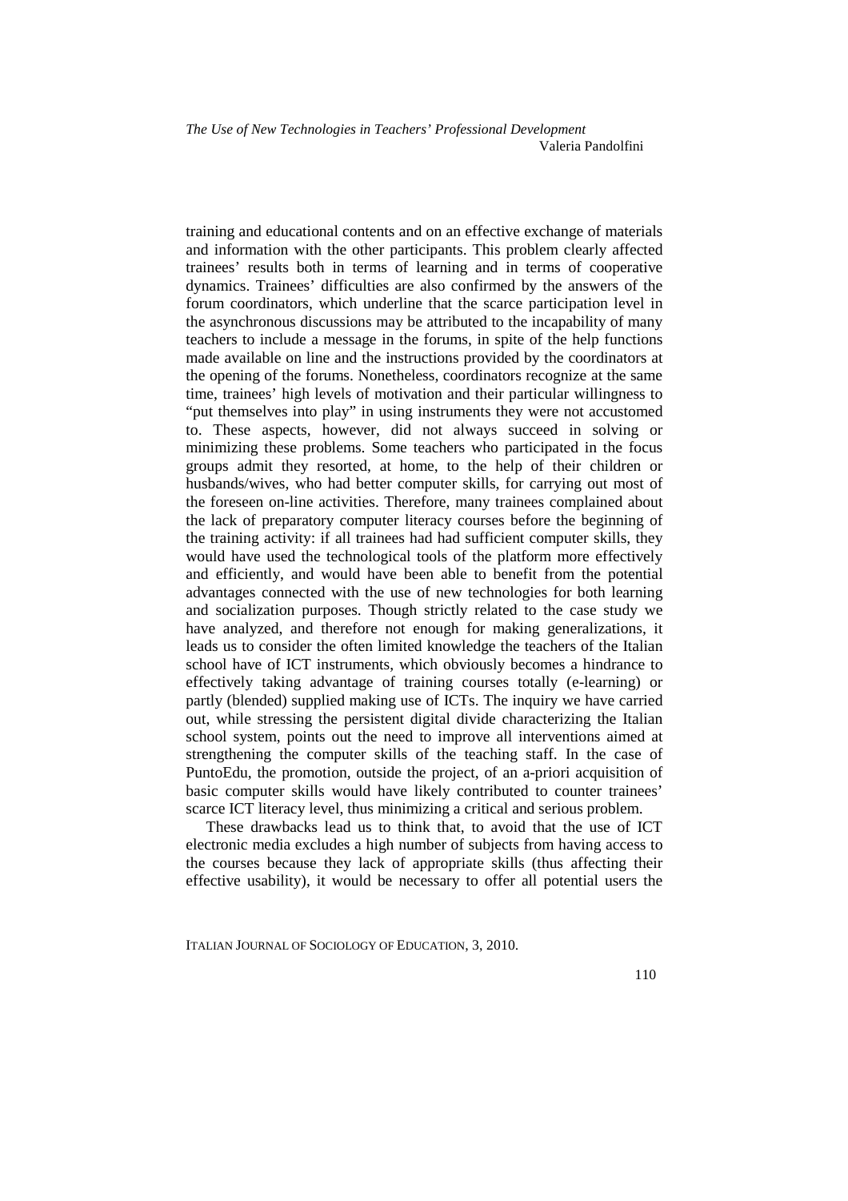training and educational contents and on an effective exchange of materials and information with the other participants. This problem clearly affected trainees' results both in terms of learning and in terms of cooperative dynamics. Trainees' difficulties are also confirmed by the answers of the forum coordinators, which underline that the scarce participation level in the asynchronous discussions may be attributed to the incapability of many teachers to include a message in the forums, in spite of the help functions made available on line and the instructions provided by the coordinators at the opening of the forums. Nonetheless, coordinators recognize at the same time, trainees' high levels of motivation and their particular willingness to "put themselves into play" in using instruments they were not accustomed to. These aspects, however, did not always succeed in solving or minimizing these problems. Some teachers who participated in the focus groups admit they resorted, at home, to the help of their children or husbands/wives, who had better computer skills, for carrying out most of the foreseen on-line activities. Therefore, many trainees complained about the lack of preparatory computer literacy courses before the beginning of the training activity: if all trainees had had sufficient computer skills, they would have used the technological tools of the platform more effectively and efficiently, and would have been able to benefit from the potential advantages connected with the use of new technologies for both learning and socialization purposes. Though strictly related to the case study we have analyzed, and therefore not enough for making generalizations, it leads us to consider the often limited knowledge the teachers of the Italian school have of ICT instruments, which obviously becomes a hindrance to effectively taking advantage of training courses totally (e-learning) or partly (blended) supplied making use of ICTs. The inquiry we have carried out, while stressing the persistent digital divide characterizing the Italian school system, points out the need to improve all interventions aimed at strengthening the computer skills of the teaching staff. In the case of PuntoEdu, the promotion, outside the project, of an a-priori acquisition of basic computer skills would have likely contributed to counter trainees' scarce ICT literacy level, thus minimizing a critical and serious problem.

These drawbacks lead us to think that, to avoid that the use of ICT electronic media excludes a high number of subjects from having access to the courses because they lack of appropriate skills (thus affecting their effective usability), it would be necessary to offer all potential users the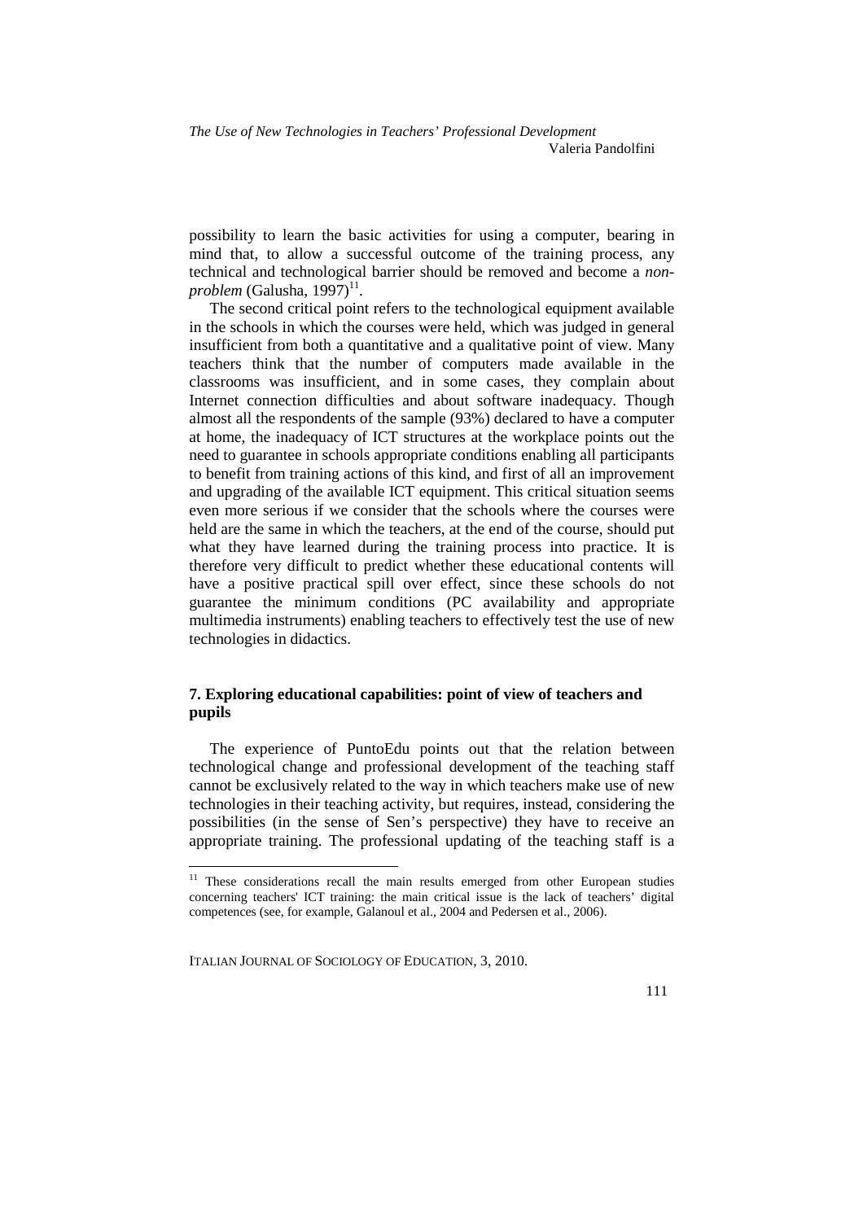possibility to learn the basic activities for using a computer, bearing in mind that, to allow a successful outcome of the training process, any technical and technological barrier should be removed and become a *non-problem* (Galusha, 1997)[11].

The second critical point refers to the technological equipment available in the schools in which the courses were held, which was judged in general insufficient from both a quantitative and a qualitative point of view. Many teachers think that the number of computers made available in the classrooms was insufficient, and in some cases, they complain about Internet connection difficulties and about software inadequacy. Though almost all the respondents of the sample (93%) declared to have a computer at home, the inadequacy of ICT structures at the workplace points out the need to guarantee in schools appropriate conditions enabling all participants to benefit from training actions of this kind, and first of all an improvement and upgrading of the available ICT equipment. This critical situation seems even more serious if we consider that the schools where the courses were held are the same in which the teachers, at the end of the course, should put what they have learned during the training process into practice. It is therefore very difficult to predict whether these educational contents will have a positive practical spill over effect, since these schools do not guarantee the minimum conditions (PC availability and appropriate multimedia instruments) enabling teachers to effectively test the use of new technologies in didactics.

## 7. Exploring educational capabilities: point of view of teachers and pupils

The experience of PuntoEdu points out that the relation between technological change and professional development of the teaching staff cannot be exclusively related to the way in which teachers make use of new technologies in their teaching activity, but requires, instead, considering the possibilities (in the sense of Sen's perspective) they have to receive an appropriate training. The professional updating of the teaching staff is a

[11] These considerations recall the main results emerged from other European studies concerning teachers' ICT training: the main critical issue is the lack of teachers' digital competences (see, for example, Galanoul et al., 2004 and Pedersen et al., 2006).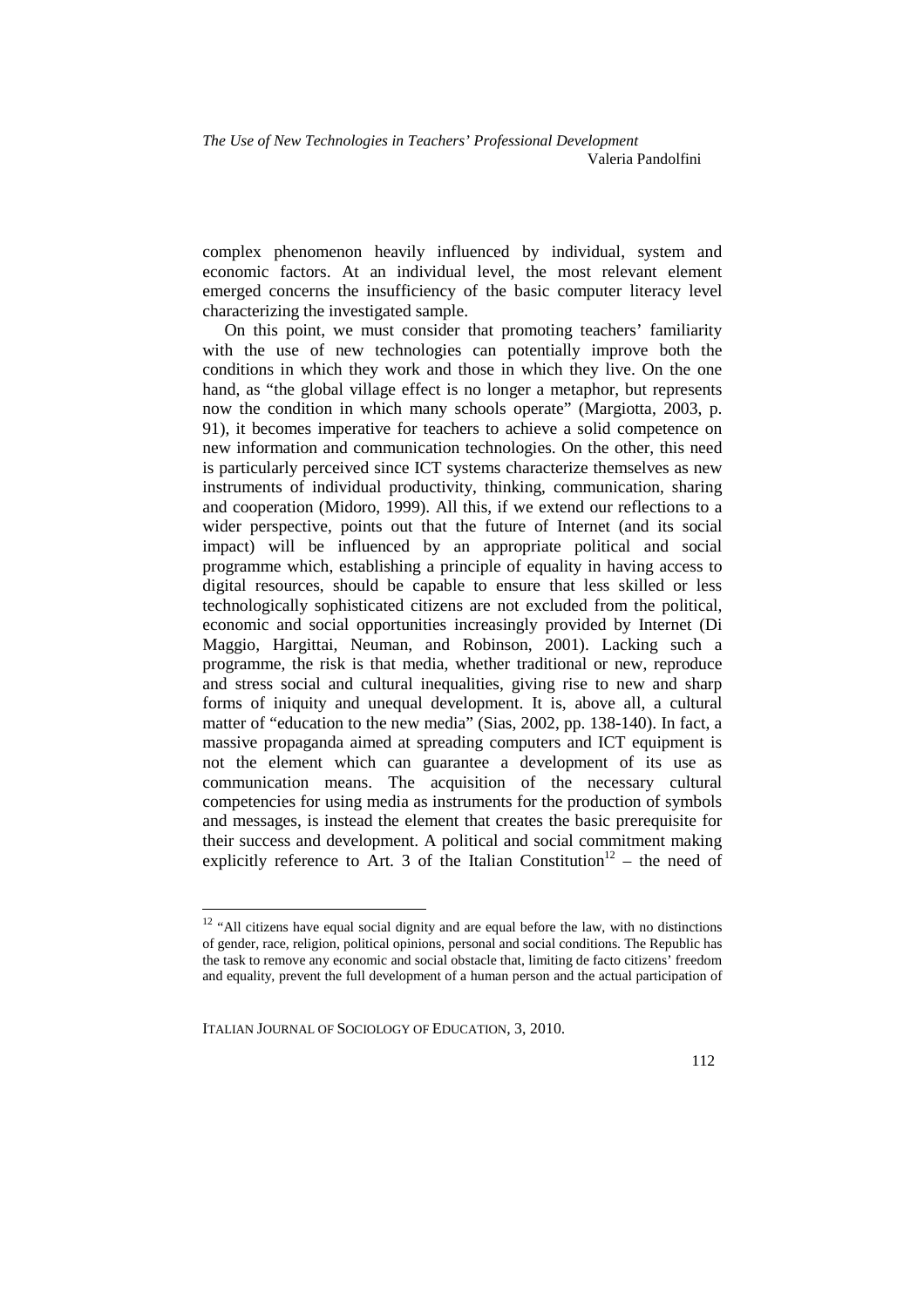complex phenomenon heavily influenced by individual, system and economic factors. At an individual level, the most relevant element emerged concerns the insufficiency of the basic computer literacy level characterizing the investigated sample.

On this point, we must consider that promoting teachers' familiarity with the use of new technologies can potentially improve both the conditions in which they work and those in which they live. On the one hand, as "the global village effect is no longer a metaphor, but represents now the condition in which many schools operate" (Margiotta, 2003, p. 91), it becomes imperative for teachers to achieve a solid competence on new information and communication technologies. On the other, this need is particularly perceived since ICT systems characterize themselves as new instruments of individual productivity, thinking, communication, sharing and cooperation (Midoro, 1999). All this, if we extend our reflections to a wider perspective, points out that the future of Internet (and its social impact) will be influenced by an appropriate political and social programme which, establishing a principle of equality in having access to digital resources, should be capable to ensure that less skilled or less technologically sophisticated citizens are not excluded from the political, economic and social opportunities increasingly provided by Internet (Di Maggio, Hargittai, Neuman, and Robinson, 2001). Lacking such a programme, the risk is that media, whether traditional or new, reproduce and stress social and cultural inequalities, giving rise to new and sharp forms of iniquity and unequal development. It is, above all, a cultural matter of "education to the new media" (Sias, 2002, pp. 138-140). In fact, a massive propaganda aimed at spreading computers and ICT equipment is not the element which can guarantee a development of its use as communication means. The acquisition of the necessary cultural competencies for using media as instruments for the production of symbols and messages, is instead the element that creates the basic prerequisite for their success and development. A political and social commitment making explicitly reference to Art. 3 of the Italian Constitution[12] – the need of

[12] "All citizens have equal social dignity and are equal before the law, with no distinctions of gender, race, religion, political opinions, personal and social conditions. The Republic has the task to remove any economic and social obstacle that, limiting de facto citizens' freedom and equality, prevent the full development of a human person and the actual participation of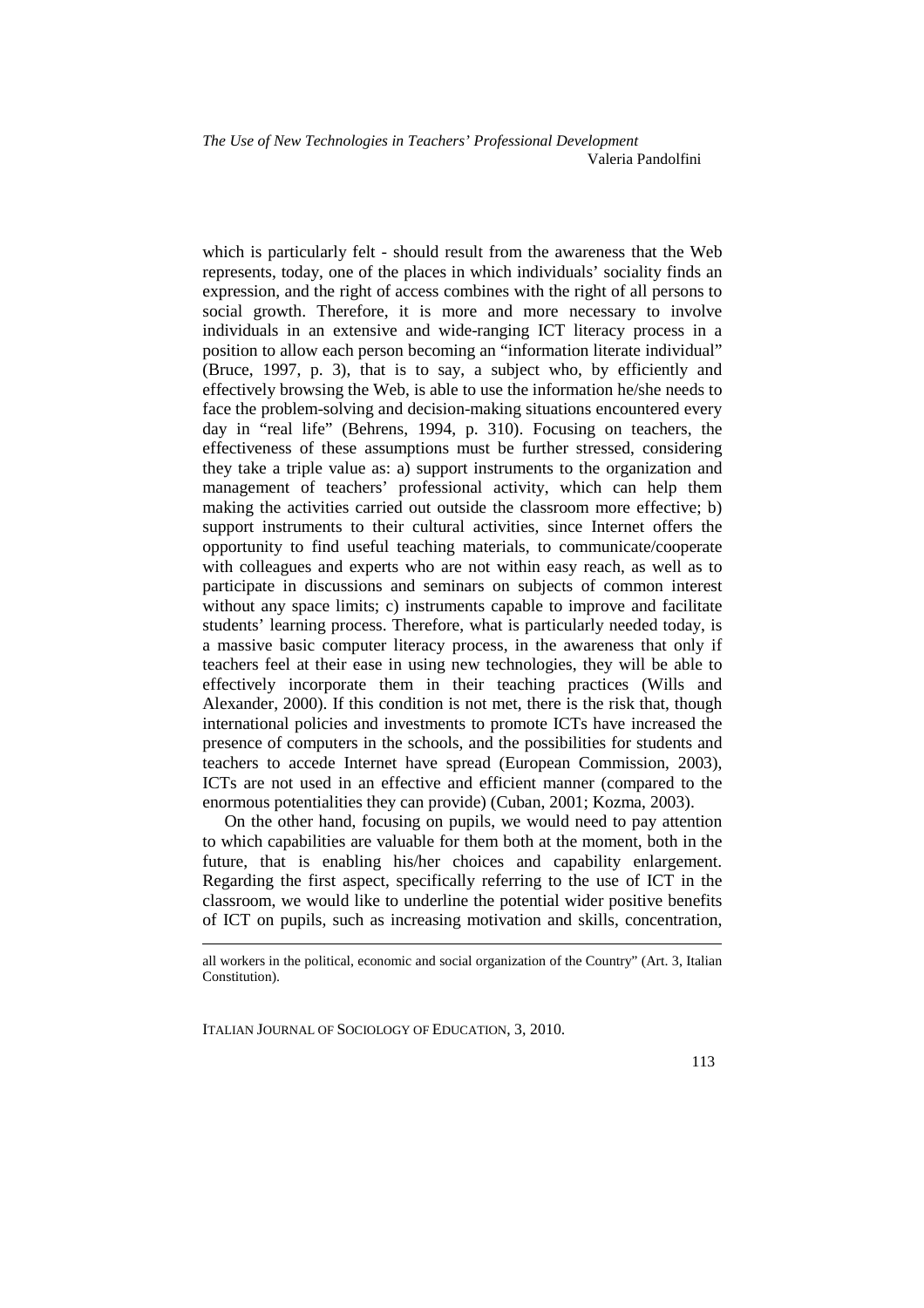which is particularly felt - should result from the awareness that the Web represents, today, one of the places in which individuals' sociality finds an expression, and the right of access combines with the right of all persons to social growth. Therefore, it is more and more necessary to involve individuals in an extensive and wide-ranging ICT literacy process in a position to allow each person becoming an "information literate individual" (Bruce, 1997, p. 3), that is to say, a subject who, by efficiently and effectively browsing the Web, is able to use the information he/she needs to face the problem-solving and decision-making situations encountered every day in "real life" (Behrens, 1994, p. 310). Focusing on teachers, the effectiveness of these assumptions must be further stressed, considering they take a triple value as: a) support instruments to the organization and management of teachers' professional activity, which can help them making the activities carried out outside the classroom more effective; b) support instruments to their cultural activities, since Internet offers the opportunity to find useful teaching materials, to communicate/cooperate with colleagues and experts who are not within easy reach, as well as to participate in discussions and seminars on subjects of common interest without any space limits; c) instruments capable to improve and facilitate students' learning process. Therefore, what is particularly needed today, is a massive basic computer literacy process, in the awareness that only if teachers feel at their ease in using new technologies, they will be able to effectively incorporate them in their teaching practices (Wills and Alexander, 2000). If this condition is not met, there is the risk that, though international policies and investments to promote ICTs have increased the presence of computers in the schools, and the possibilities for students and teachers to accede Internet have spread (European Commission, 2003), ICTs are not used in an effective and efficient manner (compared to the enormous potentialities they can provide) (Cuban, 2001; Kozma, 2003).

On the other hand, focusing on pupils, we would need to pay attention to which capabilities are valuable for them both at the moment, both in the future, that is enabling his/her choices and capability enlargement. Regarding the first aspect, specifically referring to the use of ICT in the classroom, we would like to underline the potential wider positive benefits of ICT on pupils, such as increasing motivation and skills, concentration,

---

all workers in the political, economic and social organization of the Country" (Art. 3, Italian Constitution).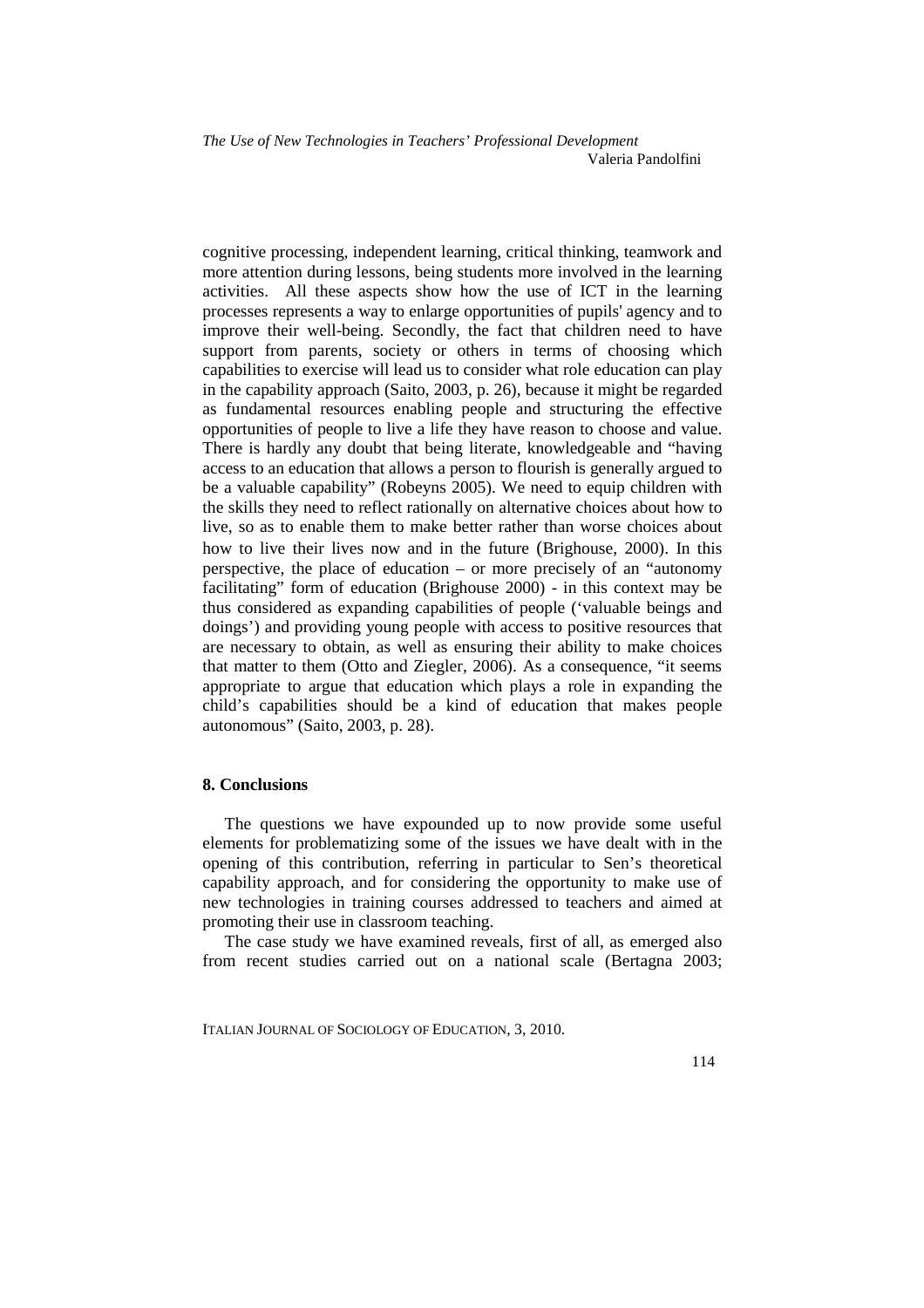cognitive processing, independent learning, critical thinking, teamwork and more attention during lessons, being students more involved in the learning activities. All these aspects show how the use of ICT in the learning processes represents a way to enlarge opportunities of pupils' agency and to improve their well-being. Secondly, the fact that children need to have support from parents, society or others in terms of choosing which capabilities to exercise will lead us to consider what role education can play in the capability approach (Saito, 2003, p. 26), because it might be regarded as fundamental resources enabling people and structuring the effective opportunities of people to live a life they have reason to choose and value. There is hardly any doubt that being literate, knowledgeable and "having access to an education that allows a person to flourish is generally argued to be a valuable capability" (Robeyns 2005). We need to equip children with the skills they need to reflect rationally on alternative choices about how to live, so as to enable them to make better rather than worse choices about how to live their lives now and in the future (Brighouse, 2000). In this perspective, the place of education – or more precisely of an "autonomy facilitating" form of education (Brighouse 2000) - in this context may be thus considered as expanding capabilities of people ('valuable beings and doings') and providing young people with access to positive resources that are necessary to obtain, as well as ensuring their ability to make choices that matter to them (Otto and Ziegler, 2006). As a consequence, "it seems appropriate to argue that education which plays a role in expanding the child's capabilities should be a kind of education that makes people autonomous" (Saito, 2003, p. 28).

## 8. Conclusions

The questions we have expounded up to now provide some useful elements for problematizing some of the issues we have dealt with in the opening of this contribution, referring in particular to Sen's theoretical capability approach, and for considering the opportunity to make use of new technologies in training courses addressed to teachers and aimed at promoting their use in classroom teaching.

The case study we have examined reveals, first of all, as emerged also from recent studies carried out on a national scale (Bertagna 2003;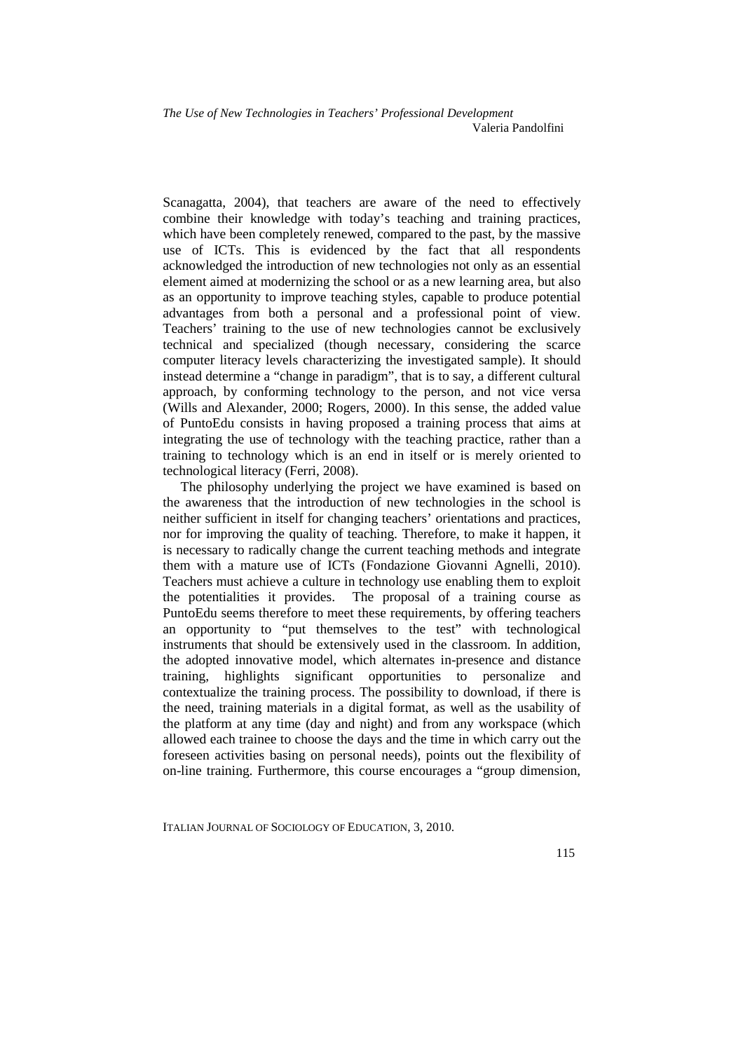Scanagatta, 2004), that teachers are aware of the need to effectively combine their knowledge with today's teaching and training practices, which have been completely renewed, compared to the past, by the massive use of ICTs. This is evidenced by the fact that all respondents acknowledged the introduction of new technologies not only as an essential element aimed at modernizing the school or as a new learning area, but also as an opportunity to improve teaching styles, capable to produce potential advantages from both a personal and a professional point of view. Teachers' training to the use of new technologies cannot be exclusively technical and specialized (though necessary, considering the scarce computer literacy levels characterizing the investigated sample). It should instead determine a "change in paradigm", that is to say, a different cultural approach, by conforming technology to the person, and not vice versa (Wills and Alexander, 2000; Rogers, 2000). In this sense, the added value of PuntoEdu consists in having proposed a training process that aims at integrating the use of technology with the teaching practice, rather than a training to technology which is an end in itself or is merely oriented to technological literacy (Ferri, 2008).

The philosophy underlying the project we have examined is based on the awareness that the introduction of new technologies in the school is neither sufficient in itself for changing teachers' orientations and practices, nor for improving the quality of teaching. Therefore, to make it happen, it is necessary to radically change the current teaching methods and integrate them with a mature use of ICTs (Fondazione Giovanni Agnelli, 2010). Teachers must achieve a culture in technology use enabling them to exploit the potentialities it provides. The proposal of a training course as PuntoEdu seems therefore to meet these requirements, by offering teachers an opportunity to "put themselves to the test" with technological instruments that should be extensively used in the classroom. In addition, the adopted innovative model, which alternates in-presence and distance training, highlights significant opportunities to personalize and contextualize the training process. The possibility to download, if there is the need, training materials in a digital format, as well as the usability of the platform at any time (day and night) and from any workspace (which allowed each trainee to choose the days and the time in which carry out the foreseen activities basing on personal needs), points out the flexibility of on-line training. Furthermore, this course encourages a "group dimension,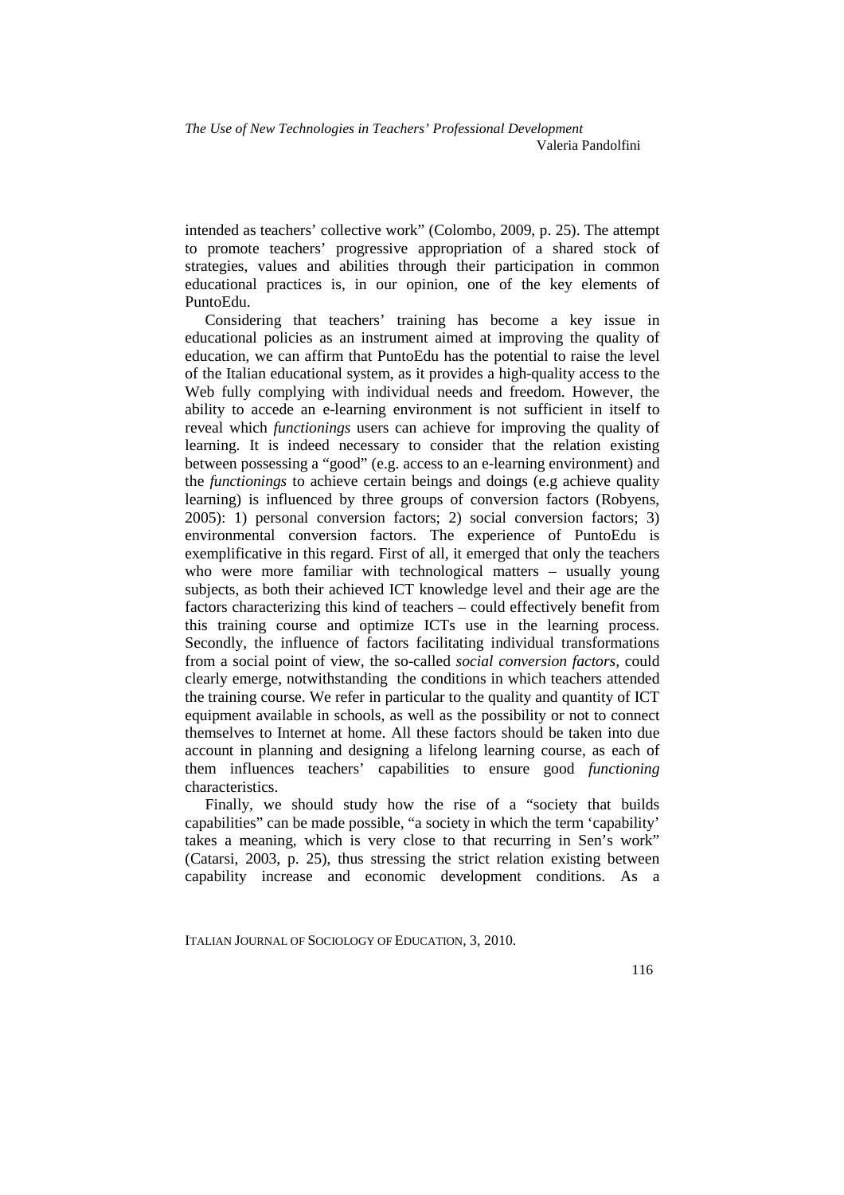intended as teachers' collective work" (Colombo, 2009, p. 25). The attempt to promote teachers' progressive appropriation of a shared stock of strategies, values and abilities through their participation in common educational practices is, in our opinion, one of the key elements of PuntoEdu.

Considering that teachers' training has become a key issue in educational policies as an instrument aimed at improving the quality of education, we can affirm that PuntoEdu has the potential to raise the level of the Italian educational system, as it provides a high-quality access to the Web fully complying with individual needs and freedom. However, the ability to accede an e-learning environment is not sufficient in itself to reveal which *functionings* users can achieve for improving the quality of learning. It is indeed necessary to consider that the relation existing between possessing a "good" (e.g. access to an e-learning environment) and the *functionings* to achieve certain beings and doings (e.g achieve quality learning) is influenced by three groups of conversion factors (Robyens, 2005): 1) personal conversion factors; 2) social conversion factors; 3) environmental conversion factors. The experience of PuntoEdu is exemplificative in this regard. First of all, it emerged that only the teachers who were more familiar with technological matters – usually young subjects, as both their achieved ICT knowledge level and their age are the factors characterizing this kind of teachers – could effectively benefit from this training course and optimize ICTs use in the learning process. Secondly, the influence of factors facilitating individual transformations from a social point of view, the so-called *social conversion factors,* could clearly emerge, notwithstanding the conditions in which teachers attended the training course. We refer in particular to the quality and quantity of ICT equipment available in schools, as well as the possibility or not to connect themselves to Internet at home. All these factors should be taken into due account in planning and designing a lifelong learning course, as each of them influences teachers' capabilities to ensure good *functioning* characteristics.

Finally, we should study how the rise of a "society that builds capabilities" can be made possible, "a society in which the term 'capability' takes a meaning, which is very close to that recurring in Sen's work" (Catarsi, 2003, p. 25), thus stressing the strict relation existing between capability increase and economic development conditions. As a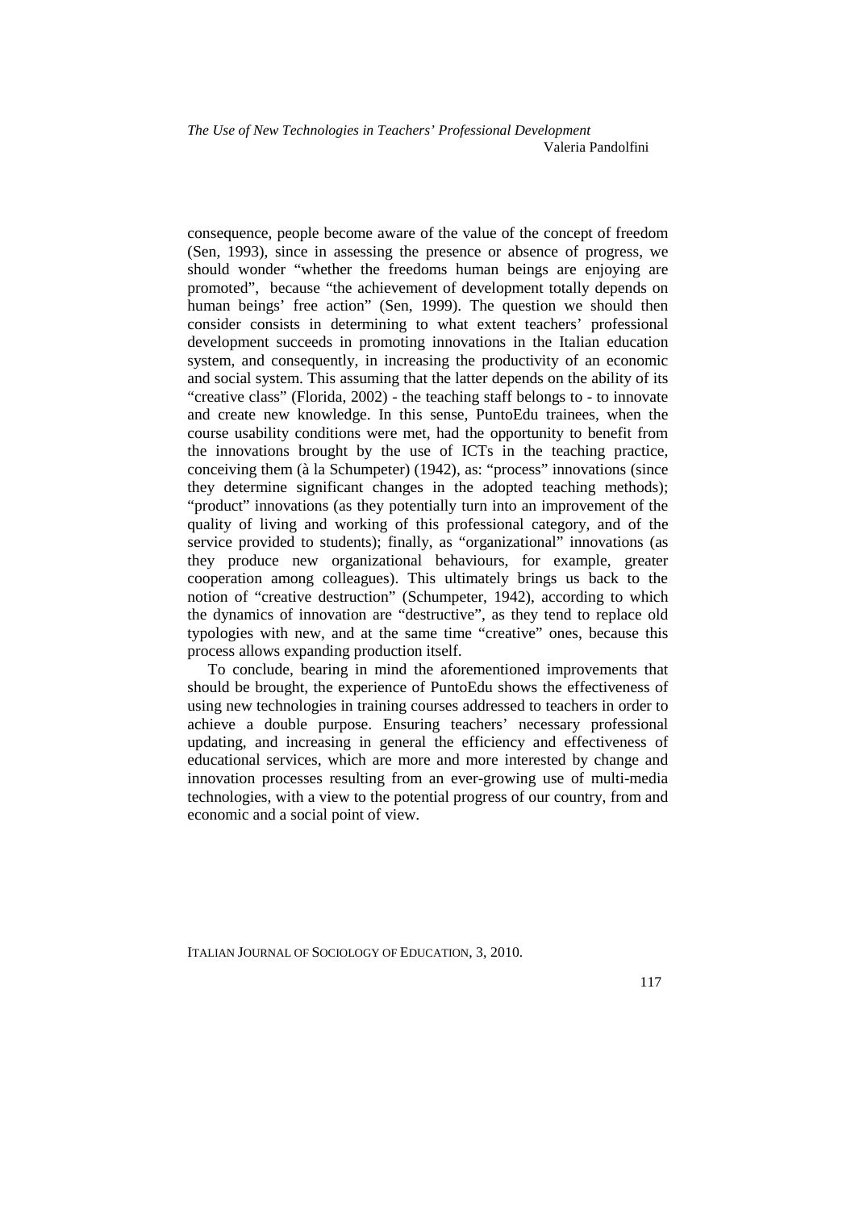consequence, people become aware of the value of the concept of freedom (Sen, 1993), since in assessing the presence or absence of progress, we should wonder "whether the freedoms human beings are enjoying are promoted", because "the achievement of development totally depends on human beings' free action" (Sen, 1999). The question we should then consider consists in determining to what extent teachers' professional development succeeds in promoting innovations in the Italian education system, and consequently, in increasing the productivity of an economic and social system. This assuming that the latter depends on the ability of its "creative class" (Florida, 2002) - the teaching staff belongs to - to innovate and create new knowledge. In this sense, PuntoEdu trainees, when the course usability conditions were met, had the opportunity to benefit from the innovations brought by the use of ICTs in the teaching practice, conceiving them (à la Schumpeter) (1942), as: "process" innovations (since they determine significant changes in the adopted teaching methods); "product" innovations (as they potentially turn into an improvement of the quality of living and working of this professional category, and of the service provided to students); finally, as "organizational" innovations (as they produce new organizational behaviours, for example, greater cooperation among colleagues). This ultimately brings us back to the notion of "creative destruction" (Schumpeter, 1942), according to which the dynamics of innovation are "destructive", as they tend to replace old typologies with new, and at the same time "creative" ones, because this process allows expanding production itself.

To conclude, bearing in mind the aforementioned improvements that should be brought, the experience of PuntoEdu shows the effectiveness of using new technologies in training courses addressed to teachers in order to achieve a double purpose. Ensuring teachers' necessary professional updating, and increasing in general the efficiency and effectiveness of educational services, which are more and more interested by change and innovation processes resulting from an ever-growing use of multi-media technologies, with a view to the potential progress of our country, from and economic and a social point of view.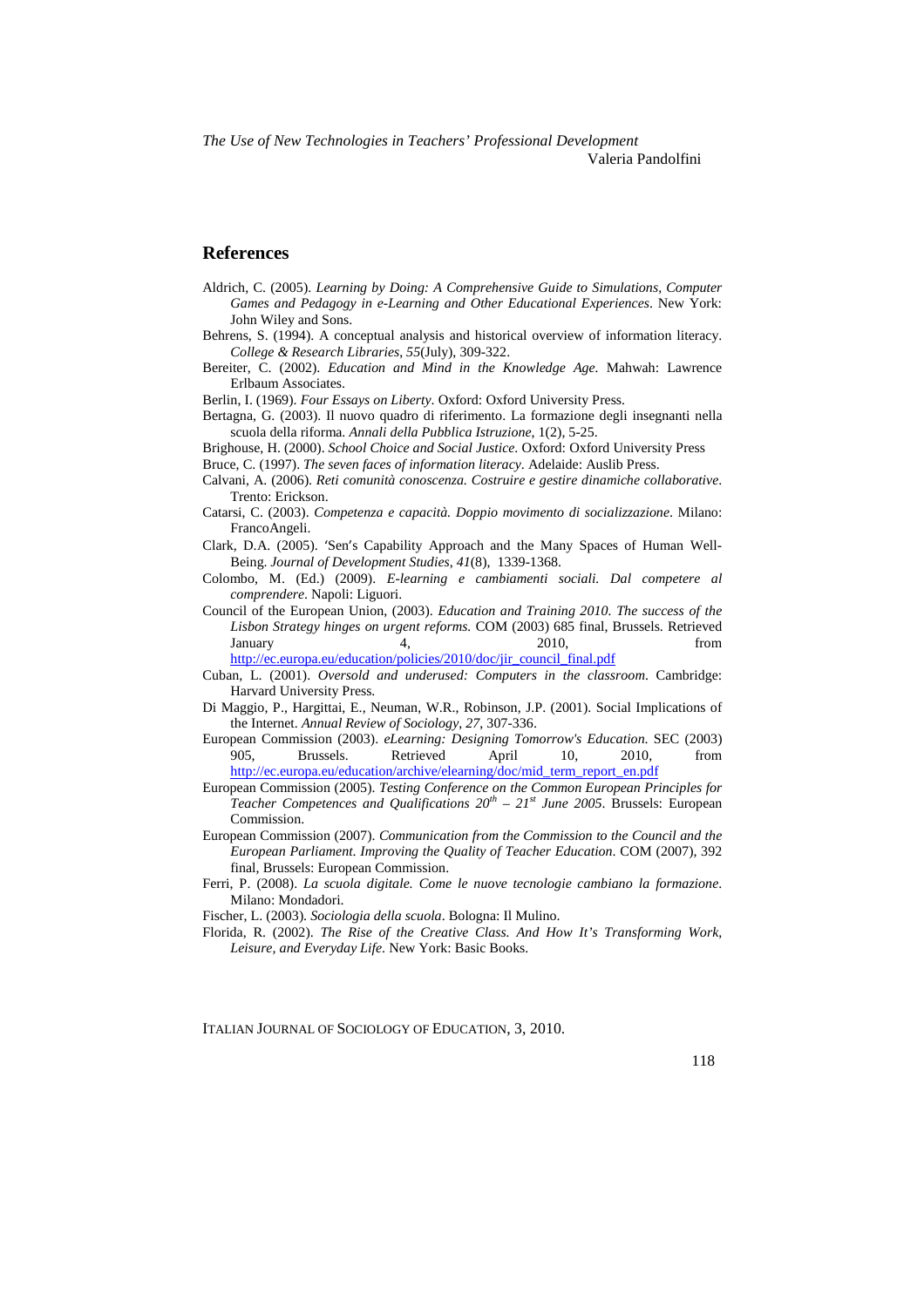## References

Aldrich, C. (2005). *Learning by Doing: A Comprehensive Guide to Simulations, Computer Games and Pedagogy in e-Learning and Other Educational Experiences*. New York: John Wiley and Sons.

Behrens, S. (1994). A conceptual analysis and historical overview of information literacy. *College & Research Libraries*, *55*(July), 309-322.

Bereiter, C. (2002). *Education and Mind in the Knowledge Age*. Mahwah: Lawrence Erlbaum Associates.

Berlin, I. (1969). *Four Essays on Liberty*. Oxford: Oxford University Press.

Bertagna, G. (2003). Il nuovo quadro di riferimento. La formazione degli insegnanti nella scuola della riforma. *Annali della Pubblica Istruzione*, 1(2), 5-25.

Brighouse, H. (2000). *School Choice and Social Justice*. Oxford: Oxford University Press

Bruce, C. (1997). *The seven faces of information literacy*. Adelaide: Auslib Press.

Calvani, A. (2006). *Reti comunità conoscenza. Costruire e gestire dinamiche collaborative*. Trento: Erickson.

Catarsi, C. (2003). *Competenza e capacità. Doppio movimento di socializzazione*. Milano: FrancoAngeli.

Clark, D.A. (2005). 'Sen's Capability Approach and the Many Spaces of Human Well-Being. *Journal of Development Studies*, *41*(8), 1339-1368.

Colombo, M. (Ed.) (2009). *E-learning e cambiamenti sociali. Dal competere al comprendere*. Napoli: Liguori.

Council of the European Union, (2003). *Education and Training 2010. The success of the Lisbon Strategy hinges on urgent reforms.* COM (2003) 685 final, Brussels. Retrieved January 4, 2010, from http://ec.europa.eu/education/policies/2010/doc/jir_council_final.pdf

Cuban, L. (2001). *Oversold and underused: Computers in the classroom*. Cambridge: Harvard University Press.

Di Maggio, P., Hargittai, E., Neuman, W.R., Robinson, J.P. (2001). Social Implications of the Internet. *Annual Review of Sociology*, *27*, 307-336.

European Commission (2003). *eLearning: Designing Tomorrow's Education.* SEC (2003) 905, Brussels. Retrieved April 10, 2010, from http://ec.europa.eu/education/archive/elearning/doc/mid_term_report_en.pdf

European Commission (2005). *Testing Conference on the Common European Principles for Teacher Competences and Qualifications 20th – 21st June 2005*. Brussels: European Commission.

European Commission (2007). *Communication from the Commission to the Council and the European Parliament. Improving the Quality of Teacher Education*. COM (2007), 392 final, Brussels: European Commission.

Ferri, P. (2008). *La scuola digitale. Come le nuove tecnologie cambiano la formazione*. Milano: Mondadori.

Fischer, L. (2003). *Sociologia della scuola*. Bologna: Il Mulino.

Florida, R. (2002). *The Rise of the Creative Class. And How It's Transforming Work, Leisure, and Everyday Life.* New York: Basic Books.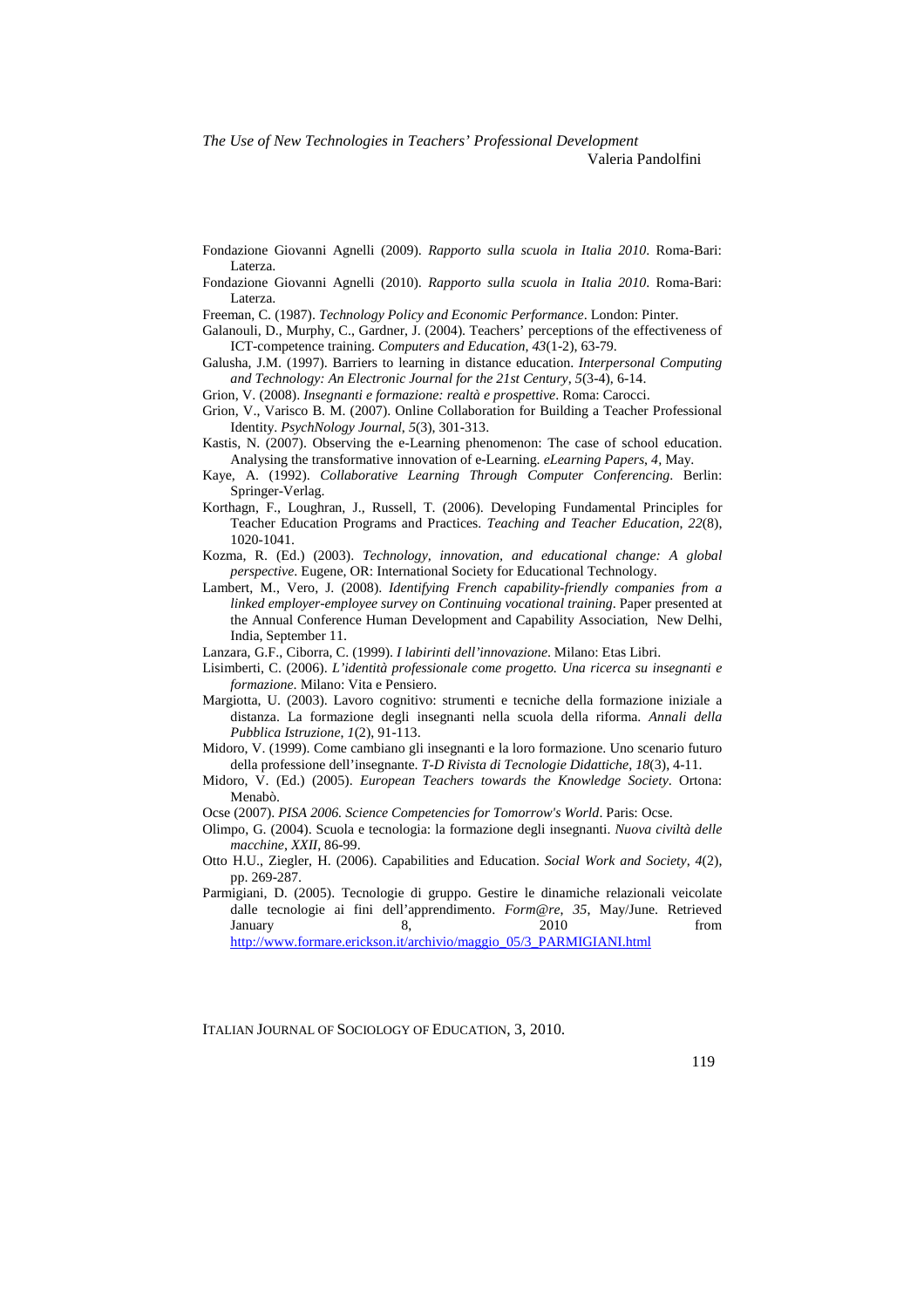Fondazione Giovanni Agnelli (2009). *Rapporto sulla scuola in Italia 2010*. Roma-Bari: Laterza.

Fondazione Giovanni Agnelli (2010). *Rapporto sulla scuola in Italia 2010*. Roma-Bari: Laterza.

Freeman, C. (1987). *Technology Policy and Economic Performance*. London: Pinter.

Galanouli, D., Murphy, C., Gardner, J. (2004). Teachers' perceptions of the effectiveness of ICT-competence training. *Computers and Education, 43*(1-2), 63-79.

Galusha, J.M. (1997). Barriers to learning in distance education. *Interpersonal Computing and Technology: An Electronic Journal for the 21st Century, 5*(3-4), 6-14.

Grion, V. (2008). *Insegnanti e formazione: realtà e prospettive*. Roma: Carocci.

Grion, V., Varisco B. M. (2007). Online Collaboration for Building a Teacher Professional Identity. *PsychNology Journal, 5*(3), 301-313.

Kastis, N. (2007). Observing the e-Learning phenomenon: The case of school education. Analysing the transformative innovation of e-Learning. *eLearning Papers, 4*, May.

Kaye, A. (1992). *Collaborative Learning Through Computer Conferencing*. Berlin: Springer-Verlag.

Korthagn, F., Loughran, J., Russell, T. (2006). Developing Fundamental Principles for Teacher Education Programs and Practices. *Teaching and Teacher Education, 22*(8), 1020-1041.

Kozma, R. (Ed.) (2003). *Technology, innovation, and educational change: A global perspective*. Eugene, OR: International Society for Educational Technology.

Lambert, M., Vero, J. (2008). *Identifying French capability-friendly companies from a linked employer-employee survey on Continuing vocational training*. Paper presented at the Annual Conference Human Development and Capability Association, New Delhi, India, September 11.

Lanzara, G.F., Ciborra, C. (1999). *I labirinti dell'innovazione*. Milano: Etas Libri.

Lisimberti, C. (2006). *L'identità professionale come progetto. Una ricerca su insegnanti e formazione*. Milano: Vita e Pensiero.

Margiotta, U. (2003). Lavoro cognitivo: strumenti e tecniche della formazione iniziale a distanza. La formazione degli insegnanti nella scuola della riforma. *Annali della Pubblica Istruzione, 1*(2), 91-113.

Midoro, V. (1999). Come cambiano gli insegnanti e la loro formazione. Uno scenario futuro della professione dell'insegnante. *T-D Rivista di Tecnologie Didattiche, 18*(3), 4-11.

Midoro, V. (Ed.) (2005). *European Teachers towards the Knowledge Society*. Ortona: Menabò.

Ocse (2007). *PISA 2006. Science Competencies for Tomorrow's World*. Paris: Ocse.

Olimpo, G. (2004). Scuola e tecnologia: la formazione degli insegnanti. *Nuova civiltà delle macchine, XXII*, 86-99.

Otto H.U., Ziegler, H. (2006). Capabilities and Education. *Social Work and Society, 4*(2), pp. 269-287.

Parmigiani, D. (2005). Tecnologie di gruppo. Gestire le dinamiche relazionali veicolate dalle tecnologie ai fini dell'apprendimento. *Form@re, 35*, May/June. Retrieved January 8, 2010 from http://www.formare.erickson.it/archivio/maggio_05/3_PARMIGIANI.html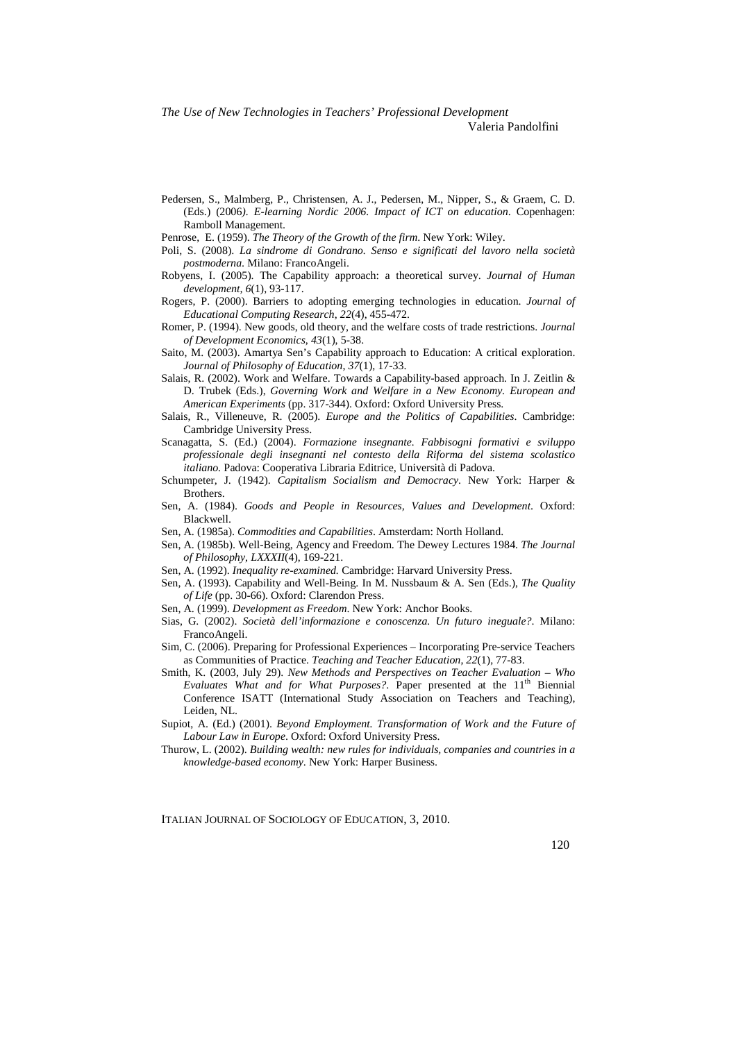Pedersen, S., Malmberg, P., Christensen, A. J., Pedersen, M., Nipper, S., & Graem, C. D. (Eds.) (2006). *E-learning Nordic 2006. Impact of ICT on education*. Copenhagen: Ramboll Management.

Penrose, E. (1959). *The Theory of the Growth of the firm*. New York: Wiley.

Poli, S. (2008). *La sindrome di Gondrano. Senso e significati del lavoro nella società postmoderna*. Milano: FrancoAngeli.

Robyens, I. (2005). The Capability approach: a theoretical survey. *Journal of Human development*, *6*(1), 93-117.

Rogers, P. (2000). Barriers to adopting emerging technologies in education. *Journal of Educational Computing Research*, *22*(4), 455-472.

Romer, P. (1994). New goods, old theory, and the welfare costs of trade restrictions. *Journal of Development Economics*, *43*(1), 5-38.

Saito, M. (2003). Amartya Sen's Capability approach to Education: A critical exploration. *Journal of Philosophy of Education*, *37*(1), 17-33.

Salais, R. (2002). Work and Welfare. Towards a Capability-based approach. In J. Zeitlin & D. Trubek (Eds.), *Governing Work and Welfare in a New Economy. European and American Experiments* (pp. 317-344). Oxford: Oxford University Press.

Salais, R., Villeneuve, R. (2005). *Europe and the Politics of Capabilities*. Cambridge: Cambridge University Press.

Scanagatta, S. (Ed.) (2004). *Formazione insegnante. Fabbisogni formativi e sviluppo professionale degli insegnanti nel contesto della Riforma del sistema scolastico italiano.* Padova: Cooperativa Libraria Editrice, Università di Padova.

Schumpeter, J. (1942). *Capitalism Socialism and Democracy*. New York: Harper & Brothers.

Sen, A. (1984). *Goods and People in Resources, Values and Development*. Oxford: Blackwell.

Sen, A. (1985a). *Commodities and Capabilities*. Amsterdam: North Holland.

Sen, A. (1985b). Well-Being, Agency and Freedom. The Dewey Lectures 1984. *The Journal of Philosophy*, *LXXXII*(4), 169-221.

Sen, A. (1992). *Inequality re-examined.* Cambridge: Harvard University Press.

Sen, A. (1993). Capability and Well-Being. In M. Nussbaum & A. Sen (Eds.), *The Quality of Life* (pp. 30-66). Oxford: Clarendon Press.

Sen, A. (1999). *Development as Freedom*. New York: Anchor Books.

Sias, G. (2002). *Società dell'informazione e conoscenza. Un futuro ineguale?*. Milano: FrancoAngeli.

Sim, C. (2006). Preparing for Professional Experiences – Incorporating Pre-service Teachers as Communities of Practice. *Teaching and Teacher Education*, *22*(1), 77-83.

Smith, K. (2003, July 29). *New Methods and Perspectives on Teacher Evaluation – Who Evaluates What and for What Purposes?*. Paper presented at the 11th Biennial Conference ISATT (International Study Association on Teachers and Teaching), Leiden, NL.

Supiot, A. (Ed.) (2001). *Beyond Employment. Transformation of Work and the Future of Labour Law in Europe*. Oxford: Oxford University Press.

Thurow, L. (2002). *Building wealth: new rules for individuals, companies and countries in a knowledge-based economy*. New York: Harper Business.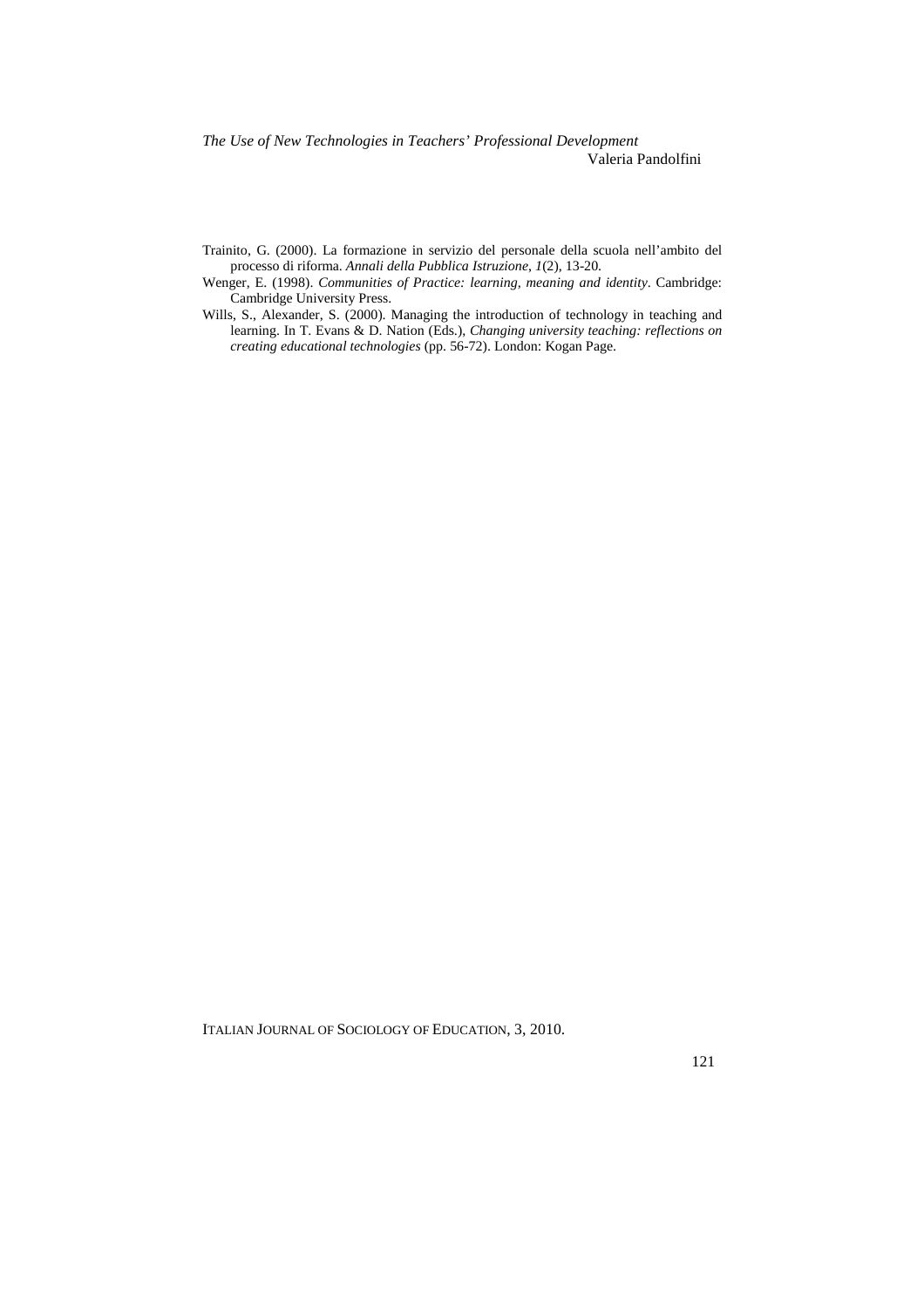Trainito, G. (2000). La formazione in servizio del personale della scuola nell'ambito del processo di riforma. *Annali della Pubblica Istruzione*, *1*(2), 13-20.

Wenger, E. (1998). *Communities of Practice: learning, meaning and identity*. Cambridge: Cambridge University Press.

Wills, S., Alexander, S. (2000). Managing the introduction of technology in teaching and learning. In T. Evans & D. Nation (Eds.), *Changing university teaching: reflections on creating educational technologies* (pp. 56-72). London: Kogan Page.